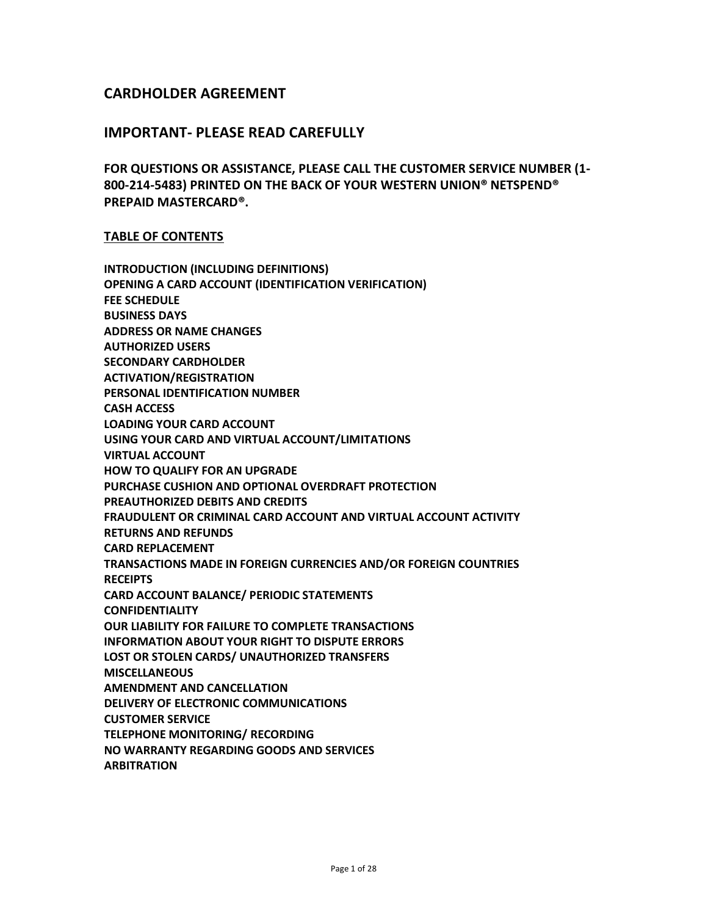## CARDHOLDER AGREEMENT

## IMPORTANT- PLEASE READ CAREFULLY

### FOR QUESTIONS OR ASSISTANCE, PLEASE CALL THE CUSTOMER SERVICE NUMBER (1-800-214-5483) PRINTED ON THE BACK OF YOUR WESTERN UNION® NETSPEND® PREPAID MASTERCARD®.

**<u>TABLE OF CONTENTS</u>**

**INTRODUCTION (INCLUDING DEFINITIONS)**
**OPENING A CARD ACCOUNT (IDENTIFICATION VERIFICATION)**
**FEE SCHEDULE**
**BUSINESS DAYS**
**ADDRESS OR NAME CHANGES**
**AUTHORIZED USERS**
**SECONDARY CARDHOLDER**
**ACTIVATION/REGISTRATION**
**PERSONAL IDENTIFICATION NUMBER**
**CASH ACCESS**
**LOADING YOUR CARD ACCOUNT**
**USING YOUR CARD AND VIRTUAL ACCOUNT/LIMITATIONS**
**VIRTUAL ACCOUNT**
**HOW TO QUALIFY FOR AN UPGRADE**
**PURCHASE CUSHION AND OPTIONAL OVERDRAFT PROTECTION**
**PREAUTHORIZED DEBITS AND CREDITS**
**FRAUDULENT OR CRIMINAL CARD ACCOUNT AND VIRTUAL ACCOUNT ACTIVITY**
**RETURNS AND REFUNDS**
**CARD REPLACEMENT**
**TRANSACTIONS MADE IN FOREIGN CURRENCIES AND/OR FOREIGN COUNTRIES**
**RECEIPTS**
**CARD ACCOUNT BALANCE/ PERIODIC STATEMENTS**
**CONFIDENTIALITY**
**OUR LIABILITY FOR FAILURE TO COMPLETE TRANSACTIONS**
**INFORMATION ABOUT YOUR RIGHT TO DISPUTE ERRORS**
**LOST OR STOLEN CARDS/ UNAUTHORIZED TRANSFERS**
**MISCELLANEOUS**
**AMENDMENT AND CANCELLATION**
**DELIVERY OF ELECTRONIC COMMUNICATIONS**
**CUSTOMER SERVICE**
**TELEPHONE MONITORING/ RECORDING**
**NO WARRANTY REGARDING GOODS AND SERVICES**
**ARBITRATION**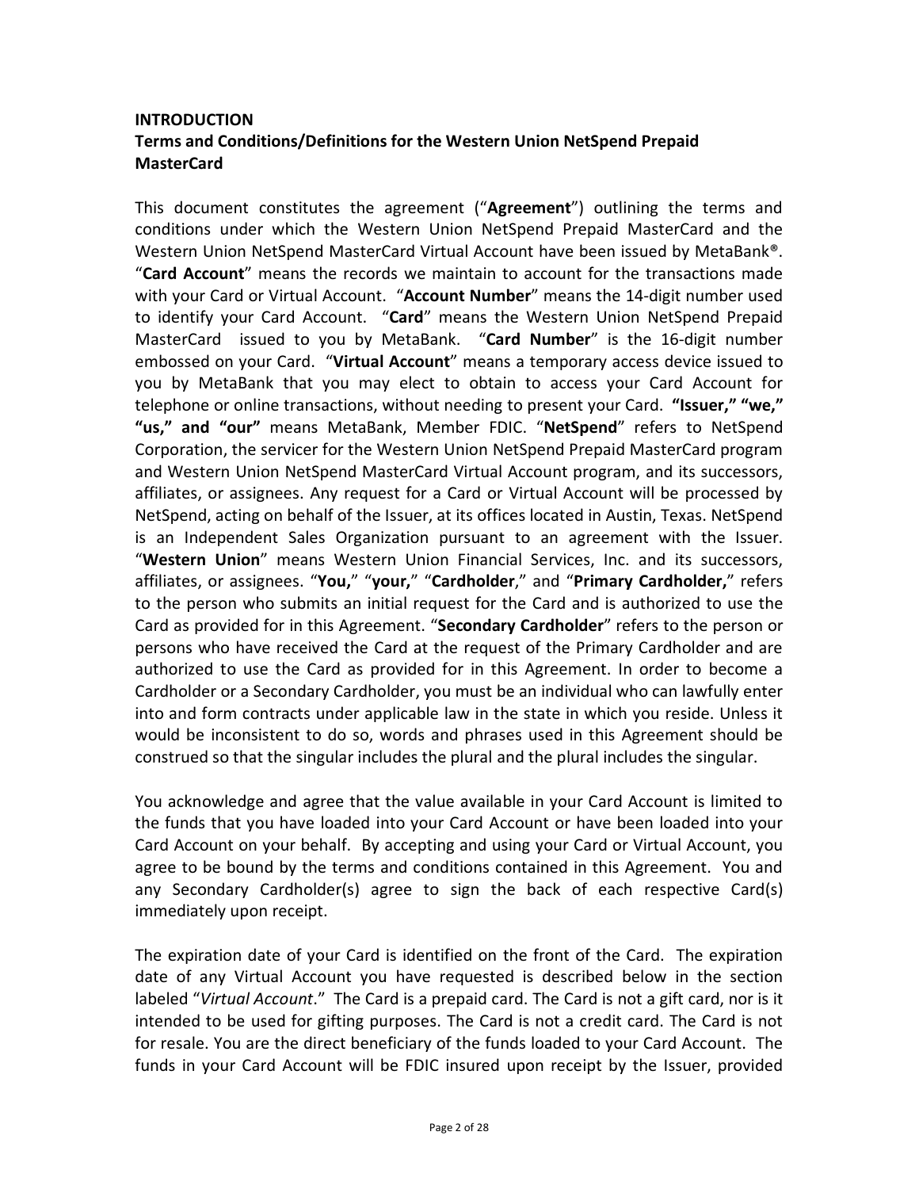**INTRODUCTION**
**Terms and Conditions/Definitions for the Western Union NetSpend Prepaid MasterCard**

This document constitutes the agreement ("**Agreement**") outlining the terms and conditions under which the Western Union NetSpend Prepaid MasterCard and the Western Union NetSpend MasterCard Virtual Account have been issued by MetaBank®. "**Card Account**" means the records we maintain to account for the transactions made with your Card or Virtual Account. "**Account Number**" means the 14-digit number used to identify your Card Account. "**Card**" means the Western Union NetSpend Prepaid MasterCard issued to you by MetaBank. "**Card Number**" is the 16-digit number embossed on your Card. "**Virtual Account**" means a temporary access device issued to you by MetaBank that you may elect to obtain to access your Card Account for telephone or online transactions, without needing to present your Card. **"Issuer," "we," "us," and "our"** means MetaBank, Member FDIC. "**NetSpend**" refers to NetSpend Corporation, the servicer for the Western Union NetSpend Prepaid MasterCard program and Western Union NetSpend MasterCard Virtual Account program, and its successors, affiliates, or assignees. Any request for a Card or Virtual Account will be processed by NetSpend, acting on behalf of the Issuer, at its offices located in Austin, Texas. NetSpend is an Independent Sales Organization pursuant to an agreement with the Issuer. "**Western Union**" means Western Union Financial Services, Inc. and its successors, affiliates, or assignees. "**You,**" "**your,**" "**Cardholder**," and "**Primary Cardholder,**" refers to the person who submits an initial request for the Card and is authorized to use the Card as provided for in this Agreement. "**Secondary Cardholder**" refers to the person or persons who have received the Card at the request of the Primary Cardholder and are authorized to use the Card as provided for in this Agreement. In order to become a Cardholder or a Secondary Cardholder, you must be an individual who can lawfully enter into and form contracts under applicable law in the state in which you reside. Unless it would be inconsistent to do so, words and phrases used in this Agreement should be construed so that the singular includes the plural and the plural includes the singular.

You acknowledge and agree that the value available in your Card Account is limited to the funds that you have loaded into your Card Account or have been loaded into your Card Account on your behalf. By accepting and using your Card or Virtual Account, you agree to be bound by the terms and conditions contained in this Agreement. You and any Secondary Cardholder(s) agree to sign the back of each respective Card(s) immediately upon receipt.

The expiration date of your Card is identified on the front of the Card. The expiration date of any Virtual Account you have requested is described below in the section labeled "*Virtual Account*." The Card is a prepaid card. The Card is not a gift card, nor is it intended to be used for gifting purposes. The Card is not a credit card. The Card is not for resale. You are the direct beneficiary of the funds loaded to your Card Account. The funds in your Card Account will be FDIC insured upon receipt by the Issuer, provided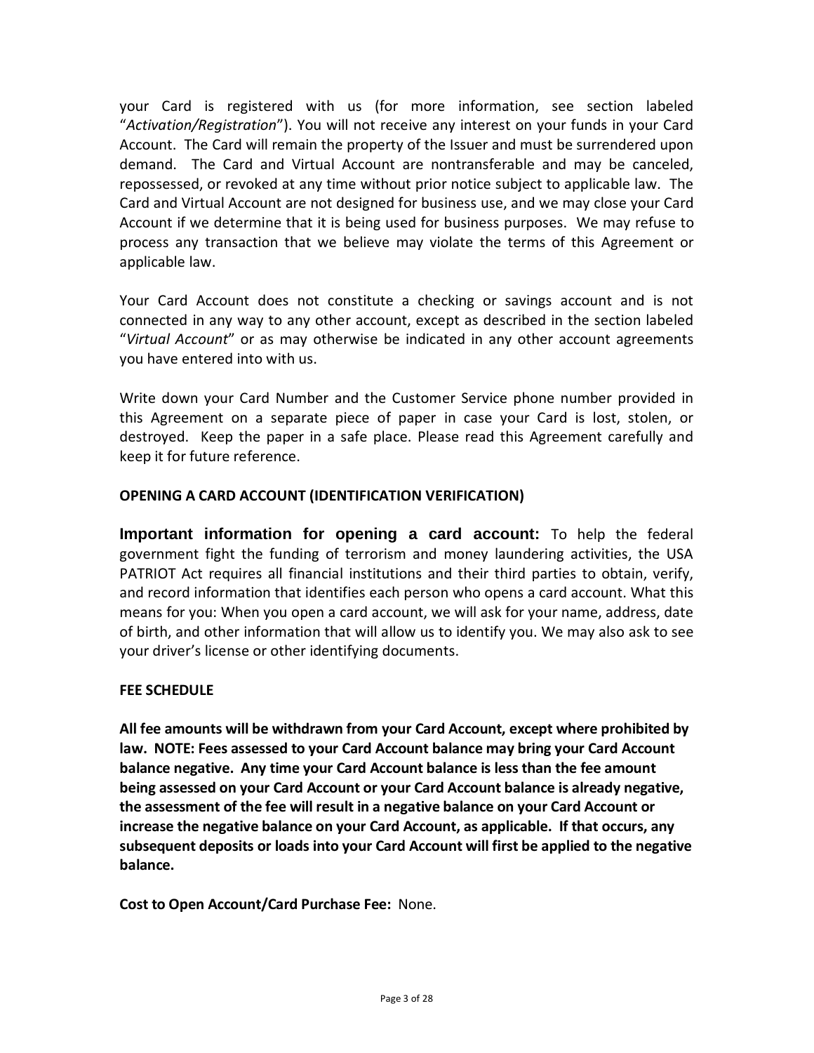your Card is registered with us (for more information, see section labeled "*Activation/Registration*"). You will not receive any interest on your funds in your Card Account. The Card will remain the property of the Issuer and must be surrendered upon demand. The Card and Virtual Account are nontransferable and may be canceled, repossessed, or revoked at any time without prior notice subject to applicable law. The Card and Virtual Account are not designed for business use, and we may close your Card Account if we determine that it is being used for business purposes. We may refuse to process any transaction that we believe may violate the terms of this Agreement or applicable law.

Your Card Account does not constitute a checking or savings account and is not connected in any way to any other account, except as described in the section labeled "*Virtual Account*" or as may otherwise be indicated in any other account agreements you have entered into with us.

Write down your Card Number and the Customer Service phone number provided in this Agreement on a separate piece of paper in case your Card is lost, stolen, or destroyed. Keep the paper in a safe place. Please read this Agreement carefully and keep it for future reference.

## OPENING A CARD ACCOUNT (IDENTIFICATION VERIFICATION)

**Important information for opening a card account:** To help the federal government fight the funding of terrorism and money laundering activities, the USA PATRIOT Act requires all financial institutions and their third parties to obtain, verify, and record information that identifies each person who opens a card account. What this means for you: When you open a card account, we will ask for your name, address, date of birth, and other information that will allow us to identify you. We may also ask to see your driver's license or other identifying documents.

## FEE SCHEDULE

**All fee amounts will be withdrawn from your Card Account, except where prohibited by law. NOTE: Fees assessed to your Card Account balance may bring your Card Account balance negative. Any time your Card Account balance is less than the fee amount being assessed on your Card Account or your Card Account balance is already negative, the assessment of the fee will result in a negative balance on your Card Account or increase the negative balance on your Card Account, as applicable. If that occurs, any subsequent deposits or loads into your Card Account will first be applied to the negative balance.**

**Cost to Open Account/Card Purchase Fee:** None.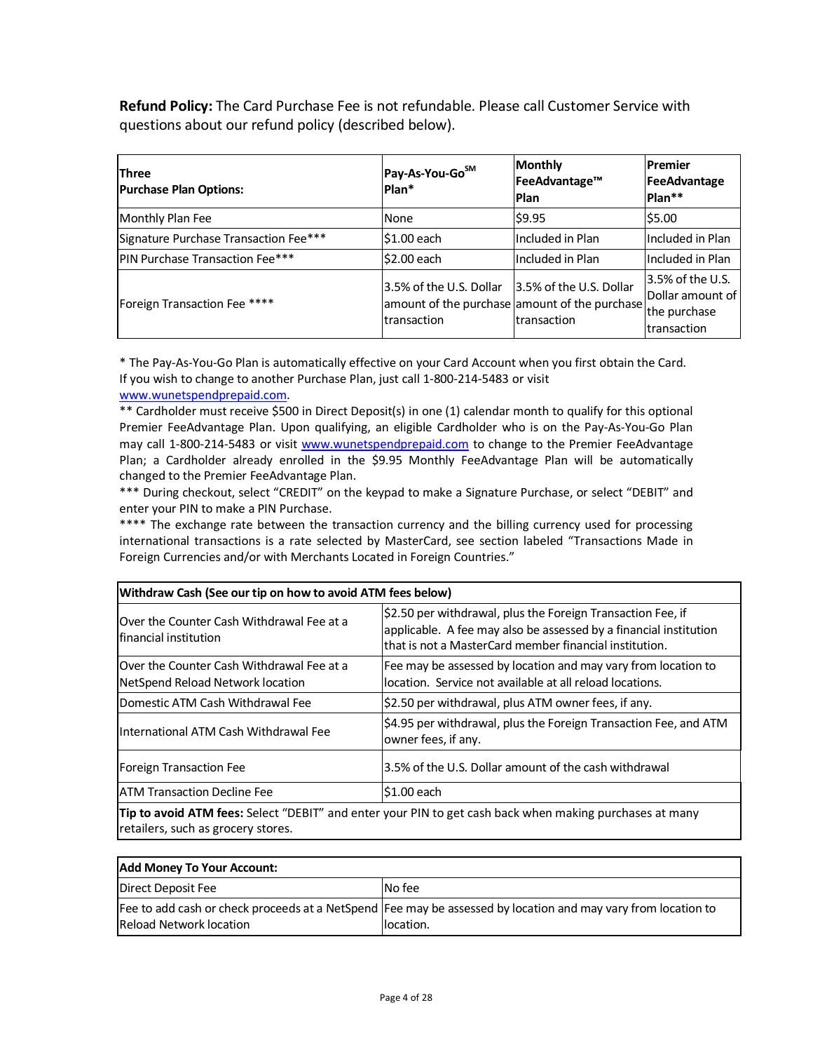**Refund Policy:** The Card Purchase Fee is not refundable. Please call Customer Service with questions about our refund policy (described below).

| Three Purchase Plan Options: | Pay-As-You-Go[SM] Plan* | Monthly FeeAdvantage™ Plan | Premier FeeAdvantage Plan** |
|---|---|---|---|
| Monthly Plan Fee | None | $9.95 | $5.00 |
| Signature Purchase Transaction Fee*** | $1.00 each | Included in Plan | Included in Plan |
| PIN Purchase Transaction Fee*** | $2.00 each | Included in Plan | Included in Plan |
| Foreign Transaction Fee **** | 3.5% of the U.S. Dollar amount of the purchase transaction | 3.5% of the U.S. Dollar amount of the purchase transaction | 3.5% of the U.S. Dollar amount of the purchase transaction |

* The Pay-As-You-Go Plan is automatically effective on your Card Account when you first obtain the Card. If you wish to change to another Purchase Plan, just call 1-800-214-5483 or visit www.wunetspendprepaid.com.

** Cardholder must receive $500 in Direct Deposit(s) in one (1) calendar month to qualify for this optional Premier FeeAdvantage Plan. Upon qualifying, an eligible Cardholder who is on the Pay-As-You-Go Plan may call 1-800-214-5483 or visit www.wunetspendprepaid.com to change to the Premier FeeAdvantage Plan; a Cardholder already enrolled in the $9.95 Monthly FeeAdvantage Plan will be automatically changed to the Premier FeeAdvantage Plan.

*** During checkout, select "CREDIT" on the keypad to make a Signature Purchase, or select "DEBIT" and enter your PIN to make a PIN Purchase.

**** The exchange rate between the transaction currency and the billing currency used for processing international transactions is a rate selected by MasterCard, see section labeled "Transactions Made in Foreign Currencies and/or with Merchants Located in Foreign Countries."

| Withdraw Cash (See our tip on how to avoid ATM fees below) | |
|---|---|
| Over the Counter Cash Withdrawal Fee at a financial institution | $2.50 per withdrawal, plus the Foreign Transaction Fee, if applicable. A fee may also be assessed by a financial institution that is not a MasterCard member financial institution. |
| Over the Counter Cash Withdrawal Fee at a NetSpend Reload Network location | Fee may be assessed by location and may vary from location to location. Service not available at all reload locations. |
| Domestic ATM Cash Withdrawal Fee | $2.50 per withdrawal, plus ATM owner fees, if any. |
| International ATM Cash Withdrawal Fee | $4.95 per withdrawal, plus the Foreign Transaction Fee, and ATM owner fees, if any. |
| Foreign Transaction Fee | 3.5% of the U.S. Dollar amount of the cash withdrawal |
| ATM Transaction Decline Fee | $1.00 each |
| **Tip to avoid ATM fees:** Select "DEBIT" and enter your PIN to get cash back when making purchases at many retailers, such as grocery stores. | |

| Add Money To Your Account: | |
|---|---|
| Direct Deposit Fee | No fee |
| Fee to add cash or check proceeds at a NetSpend Reload Network location | Fee may be assessed by location and may vary from location to location. |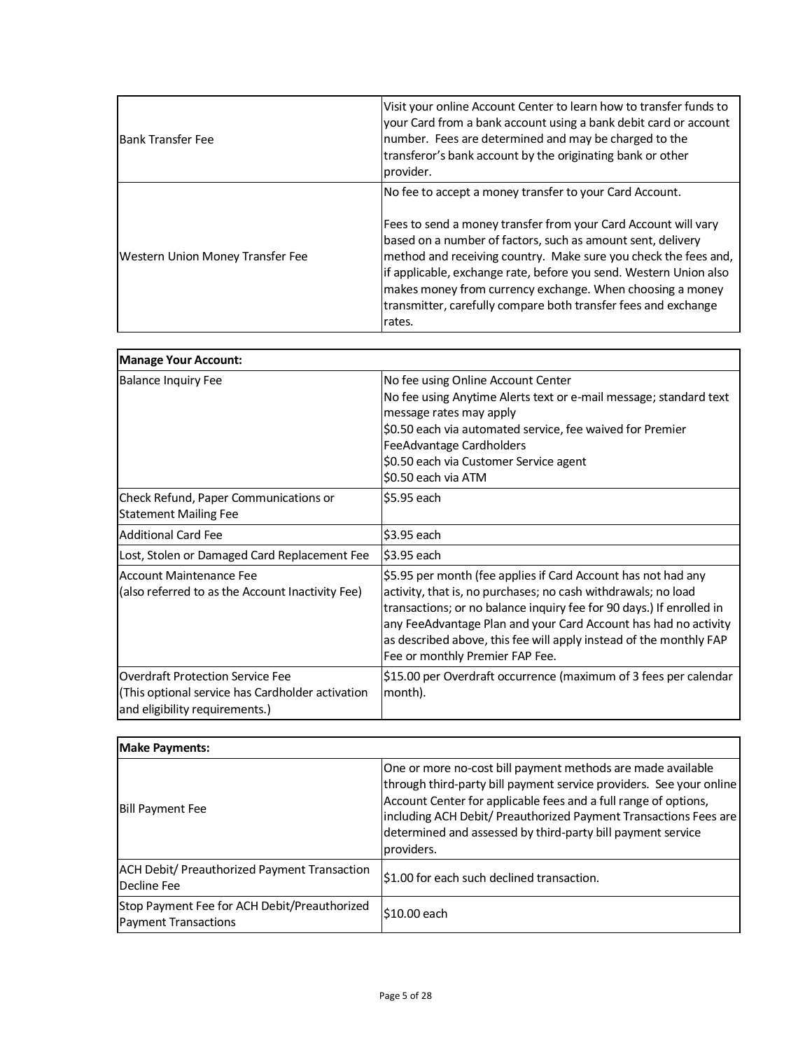| | |
|---|---|
| Bank Transfer Fee | Visit your online Account Center to learn how to transfer funds to your Card from a bank account using a bank debit card or account number. Fees are determined and may be charged to the transferor's bank account by the originating bank or other provider. |
| Western Union Money Transfer Fee | No fee to accept a money transfer to your Card Account.<br><br>Fees to send a money transfer from your Card Account will vary based on a number of factors, such as amount sent, delivery method and receiving country. Make sure you check the fees and, if applicable, exchange rate, before you send. Western Union also makes money from currency exchange. When choosing a money transmitter, carefully compare both transfer fees and exchange rates. |

| **Manage Your Account:** | |
|---|---|
| Balance Inquiry Fee | No fee using Online Account Center<br>No fee using Anytime Alerts text or e-mail message; standard text message rates may apply<br>$0.50 each via automated service, fee waived for Premier FeeAdvantage Cardholders<br>$0.50 each via Customer Service agent<br>$0.50 each via ATM |
| Check Refund, Paper Communications or Statement Mailing Fee | $5.95 each |
| Additional Card Fee | $3.95 each |
| Lost, Stolen or Damaged Card Replacement Fee | $3.95 each |
| Account Maintenance Fee<br>(also referred to as the Account Inactivity Fee) | $5.95 per month (fee applies if Card Account has not had any activity, that is, no purchases; no cash withdrawals; no load transactions; or no balance inquiry fee for 90 days.) If enrolled in any FeeAdvantage Plan and your Card Account has had no activity as described above, this fee will apply instead of the monthly FAP Fee or monthly Premier FAP Fee. |
| Overdraft Protection Service Fee<br>(This optional service has Cardholder activation and eligibility requirements.) | $15.00 per Overdraft occurrence (maximum of 3 fees per calendar month). |

| **Make Payments:** | |
|---|---|
| Bill Payment Fee | One or more no-cost bill payment methods are made available through third-party bill payment service providers. See your online Account Center for applicable fees and a full range of options, including ACH Debit/ Preauthorized Payment Transactions Fees are determined and assessed by third-party bill payment service providers. |
| ACH Debit/ Preauthorized Payment Transaction Decline Fee | $1.00 for each such declined transaction. |
| Stop Payment Fee for ACH Debit/Preauthorized Payment Transactions | $10.00 each |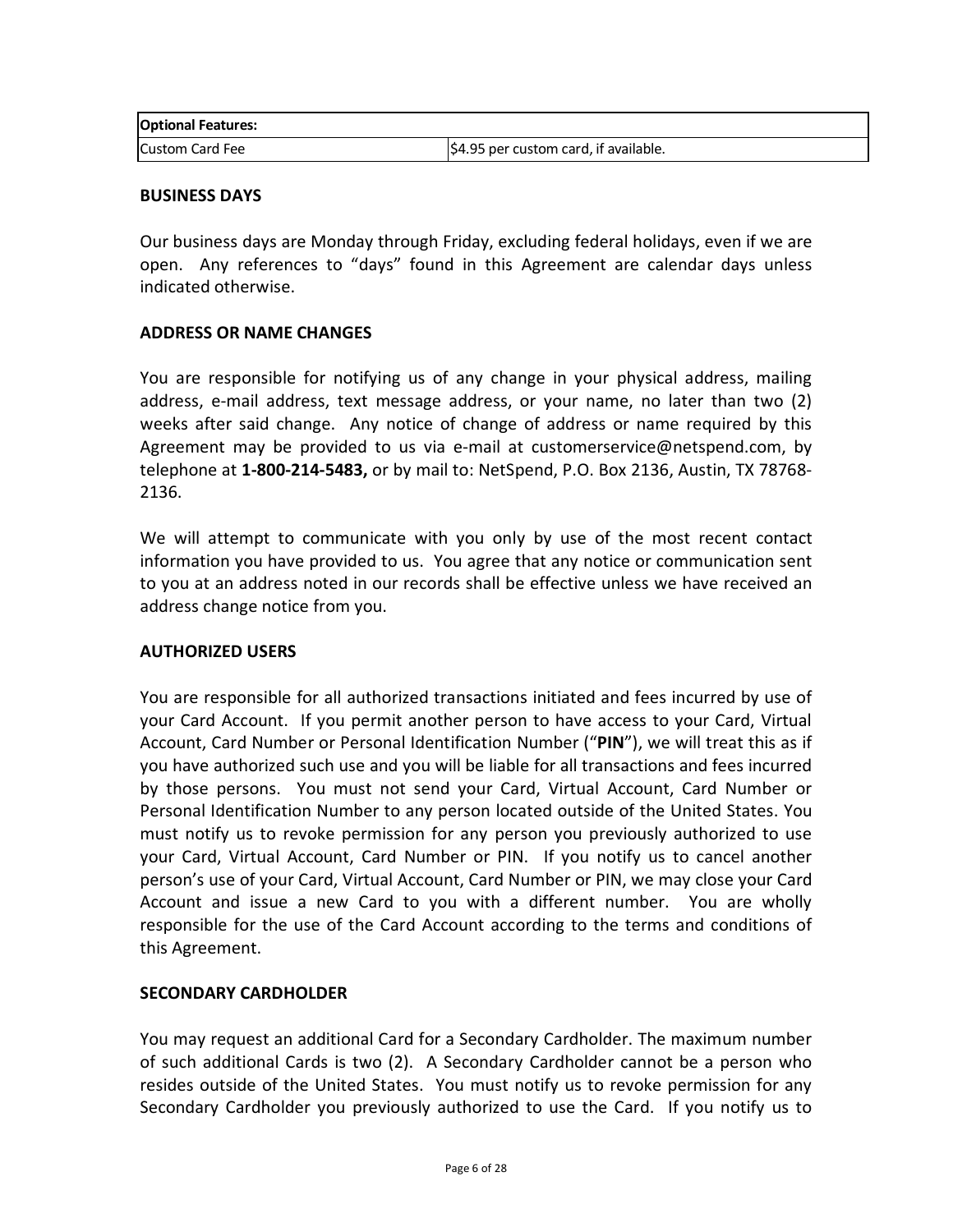| **Optional Features:** | |
|---|---|
| Custom Card Fee | $4.95 per custom card, if available. |

### BUSINESS DAYS

Our business days are Monday through Friday, excluding federal holidays, even if we are open. Any references to "days" found in this Agreement are calendar days unless indicated otherwise.

### ADDRESS OR NAME CHANGES

You are responsible for notifying us of any change in your physical address, mailing address, e-mail address, text message address, or your name, no later than two (2) weeks after said change. Any notice of change of address or name required by this Agreement may be provided to us via e-mail at customerservice@netspend.com, by telephone at **1-800-214-5483,** or by mail to: NetSpend, P.O. Box 2136, Austin, TX 78768-2136.

We will attempt to communicate with you only by use of the most recent contact information you have provided to us. You agree that any notice or communication sent to you at an address noted in our records shall be effective unless we have received an address change notice from you.

### AUTHORIZED USERS

You are responsible for all authorized transactions initiated and fees incurred by use of your Card Account. If you permit another person to have access to your Card, Virtual Account, Card Number or Personal Identification Number ("**PIN**"), we will treat this as if you have authorized such use and you will be liable for all transactions and fees incurred by those persons. You must not send your Card, Virtual Account, Card Number or Personal Identification Number to any person located outside of the United States. You must notify us to revoke permission for any person you previously authorized to use your Card, Virtual Account, Card Number or PIN. If you notify us to cancel another person's use of your Card, Virtual Account, Card Number or PIN, we may close your Card Account and issue a new Card to you with a different number. You are wholly responsible for the use of the Card Account according to the terms and conditions of this Agreement.

### SECONDARY CARDHOLDER

You may request an additional Card for a Secondary Cardholder. The maximum number of such additional Cards is two (2). A Secondary Cardholder cannot be a person who resides outside of the United States. You must notify us to revoke permission for any Secondary Cardholder you previously authorized to use the Card. If you notify us to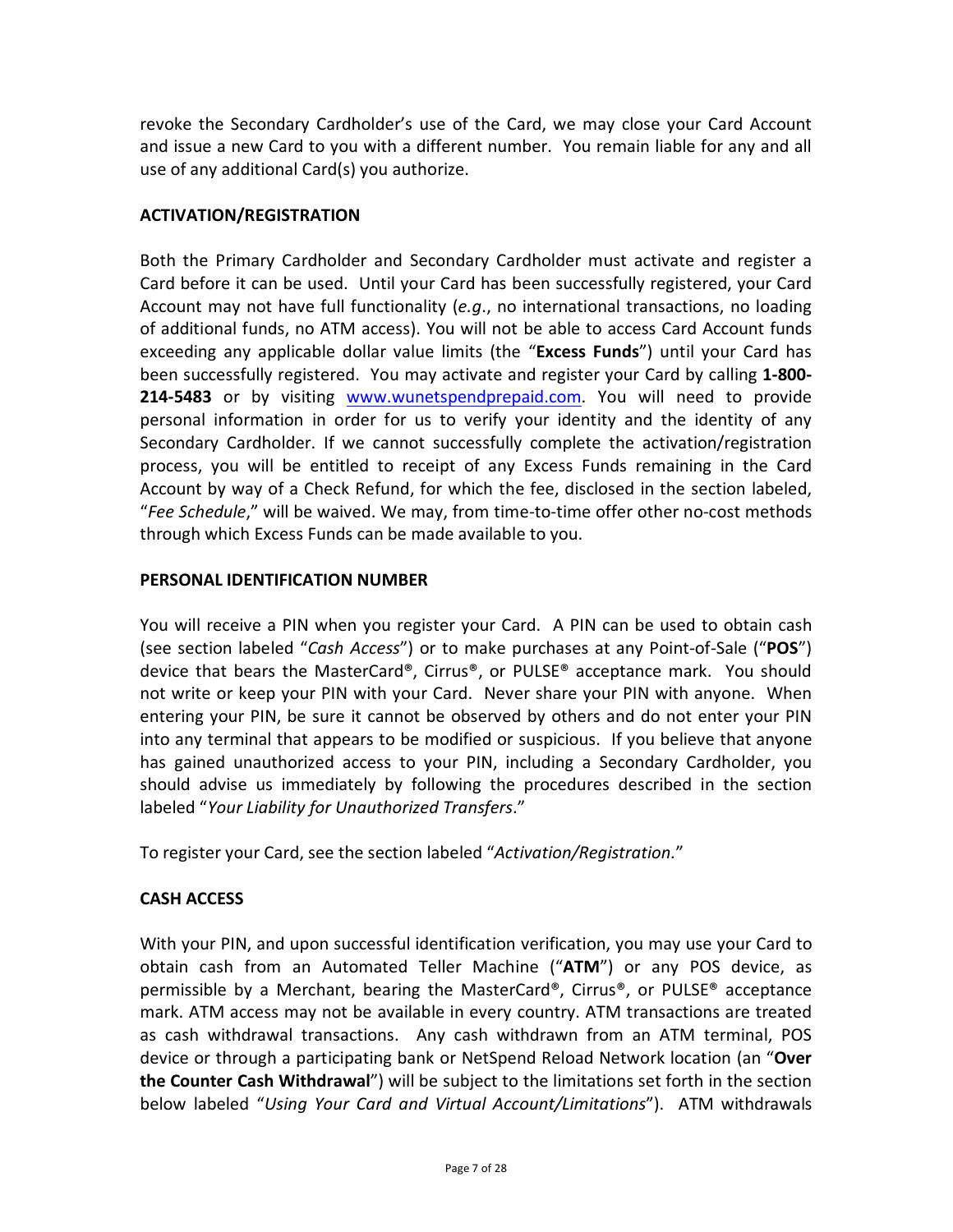revoke the Secondary Cardholder's use of the Card, we may close your Card Account and issue a new Card to you with a different number. You remain liable for any and all use of any additional Card(s) you authorize.

**ACTIVATION/REGISTRATION**

Both the Primary Cardholder and Secondary Cardholder must activate and register a Card before it can be used. Until your Card has been successfully registered, your Card Account may not have full functionality (*e.g*., no international transactions, no loading of additional funds, no ATM access). You will not be able to access Card Account funds exceeding any applicable dollar value limits (the "**Excess Funds**") until your Card has been successfully registered. You may activate and register your Card by calling **1-800-214-5483** or by visiting www.wunetspendprepaid.com. You will need to provide personal information in order for us to verify your identity and the identity of any Secondary Cardholder. If we cannot successfully complete the activation/registration process, you will be entitled to receipt of any Excess Funds remaining in the Card Account by way of a Check Refund, for which the fee, disclosed in the section labeled, "*Fee Schedule*," will be waived. We may, from time-to-time offer other no-cost methods through which Excess Funds can be made available to you.

**PERSONAL IDENTIFICATION NUMBER**

You will receive a PIN when you register your Card. A PIN can be used to obtain cash (see section labeled "*Cash Access*") or to make purchases at any Point-of-Sale ("**POS**") device that bears the MasterCard®, Cirrus®, or PULSE® acceptance mark. You should not write or keep your PIN with your Card. Never share your PIN with anyone. When entering your PIN, be sure it cannot be observed by others and do not enter your PIN into any terminal that appears to be modified or suspicious. If you believe that anyone has gained unauthorized access to your PIN, including a Secondary Cardholder, you should advise us immediately by following the procedures described in the section labeled "*Your Liability for Unauthorized Transfers*."

To register your Card, see the section labeled "*Activation/Registration*."

**CASH ACCESS**

With your PIN, and upon successful identification verification, you may use your Card to obtain cash from an Automated Teller Machine ("**ATM**") or any POS device, as permissible by a Merchant, bearing the MasterCard®, Cirrus®, or PULSE® acceptance mark. ATM access may not be available in every country. ATM transactions are treated as cash withdrawal transactions. Any cash withdrawn from an ATM terminal, POS device or through a participating bank or NetSpend Reload Network location (an "**Over the Counter Cash Withdrawal**") will be subject to the limitations set forth in the section below labeled "*Using Your Card and Virtual Account/Limitations*"). ATM withdrawals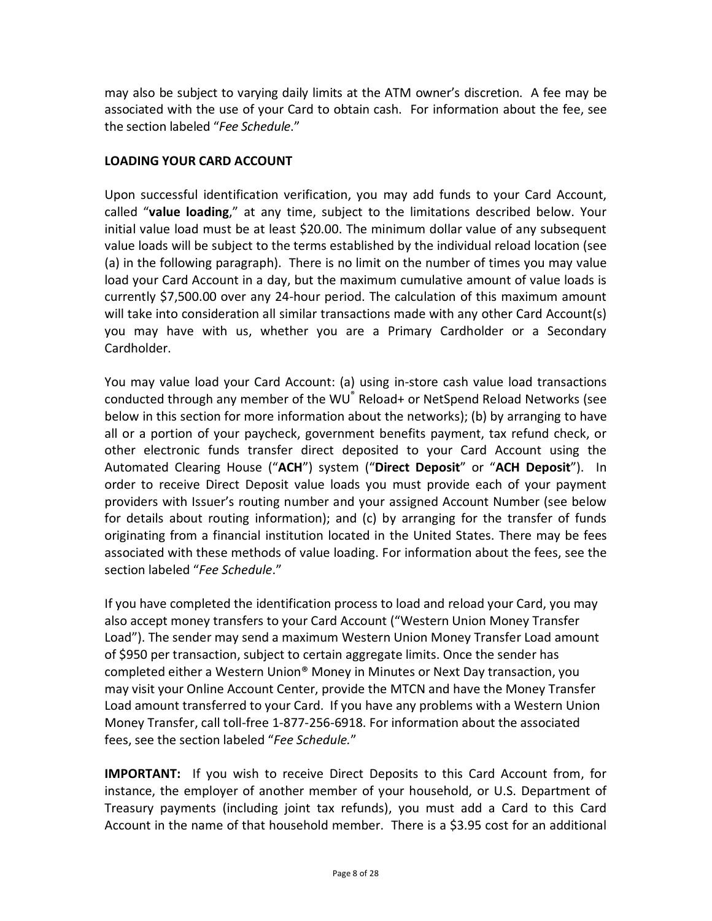may also be subject to varying daily limits at the ATM owner's discretion. A fee may be associated with the use of your Card to obtain cash. For information about the fee, see the section labeled "*Fee Schedule*."

## LOADING YOUR CARD ACCOUNT

Upon successful identification verification, you may add funds to your Card Account, called "**value loading**," at any time, subject to the limitations described below. Your initial value load must be at least $20.00. The minimum dollar value of any subsequent value loads will be subject to the terms established by the individual reload location (see (a) in the following paragraph). There is no limit on the number of times you may value load your Card Account in a day, but the maximum cumulative amount of value loads is currently $7,500.00 over any 24-hour period. The calculation of this maximum amount will take into consideration all similar transactions made with any other Card Account(s) you may have with us, whether you are a Primary Cardholder or a Secondary Cardholder.

You may value load your Card Account: (a) using in-store cash value load transactions conducted through any member of the WU® Reload+ or NetSpend Reload Networks (see below in this section for more information about the networks); (b) by arranging to have all or a portion of your paycheck, government benefits payment, tax refund check, or other electronic funds transfer direct deposited to your Card Account using the Automated Clearing House ("**ACH**") system ("**Direct Deposit**" or "**ACH Deposit**"). In order to receive Direct Deposit value loads you must provide each of your payment providers with Issuer's routing number and your assigned Account Number (see below for details about routing information); and (c) by arranging for the transfer of funds originating from a financial institution located in the United States. There may be fees associated with these methods of value loading. For information about the fees, see the section labeled "*Fee Schedule*."

If you have completed the identification process to load and reload your Card, you may also accept money transfers to your Card Account ("Western Union Money Transfer Load"). The sender may send a maximum Western Union Money Transfer Load amount of $950 per transaction, subject to certain aggregate limits. Once the sender has completed either a Western Union® Money in Minutes or Next Day transaction, you may visit your Online Account Center, provide the MTCN and have the Money Transfer Load amount transferred to your Card. If you have any problems with a Western Union Money Transfer, call toll-free 1-877-256-6918. For information about the associated fees, see the section labeled "*Fee Schedule.*"

**IMPORTANT:** If you wish to receive Direct Deposits to this Card Account from, for instance, the employer of another member of your household, or U.S. Department of Treasury payments (including joint tax refunds), you must add a Card to this Card Account in the name of that household member. There is a $3.95 cost for an additional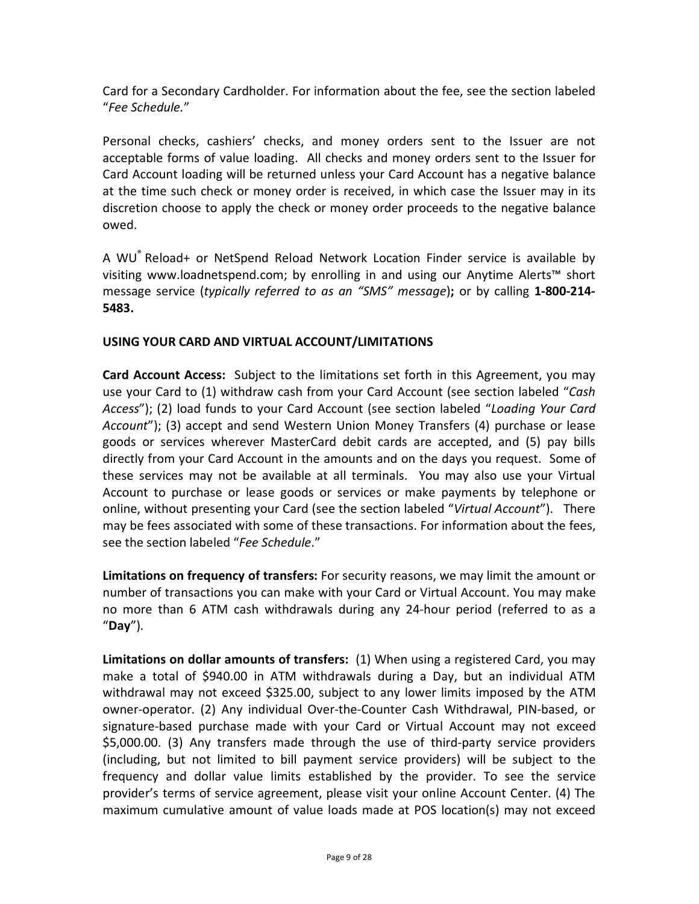Card for a Secondary Cardholder. For information about the fee, see the section labeled "*Fee Schedule.*"

Personal checks, cashiers' checks, and money orders sent to the Issuer are not acceptable forms of value loading. All checks and money orders sent to the Issuer for Card Account loading will be returned unless your Card Account has a negative balance at the time such check or money order is received, in which case the Issuer may in its discretion choose to apply the check or money order proceeds to the negative balance owed.

A WU® Reload+ or NetSpend Reload Network Location Finder service is available by visiting www.loadnetspend.com; by enrolling in and using our Anytime Alerts™ short message service (*typically referred to as an "SMS" message*)**;** or by calling **1-800-214-5483.**

**USING YOUR CARD AND VIRTUAL ACCOUNT/LIMITATIONS**

**Card Account Access:** Subject to the limitations set forth in this Agreement, you may use your Card to (1) withdraw cash from your Card Account (see section labeled "*Cash Access*"); (2) load funds to your Card Account (see section labeled "*Loading Your Card Account*"); (3) accept and send Western Union Money Transfers (4) purchase or lease goods or services wherever MasterCard debit cards are accepted, and (5) pay bills directly from your Card Account in the amounts and on the days you request. Some of these services may not be available at all terminals. You may also use your Virtual Account to purchase or lease goods or services or make payments by telephone or online, without presenting your Card (see the section labeled "*Virtual Account*"). There may be fees associated with some of these transactions. For information about the fees, see the section labeled "*Fee Schedule*."

**Limitations on frequency of transfers:** For security reasons, we may limit the amount or number of transactions you can make with your Card or Virtual Account. You may make no more than 6 ATM cash withdrawals during any 24-hour period (referred to as a "**Day**").

**Limitations on dollar amounts of transfers:** (1) When using a registered Card, you may make a total of $940.00 in ATM withdrawals during a Day, but an individual ATM withdrawal may not exceed $325.00, subject to any lower limits imposed by the ATM owner-operator. (2) Any individual Over-the-Counter Cash Withdrawal, PIN-based, or signature-based purchase made with your Card or Virtual Account may not exceed $5,000.00. (3) Any transfers made through the use of third-party service providers (including, but not limited to bill payment service providers) will be subject to the frequency and dollar value limits established by the provider. To see the service provider's terms of service agreement, please visit your online Account Center. (4) The maximum cumulative amount of value loads made at POS location(s) may not exceed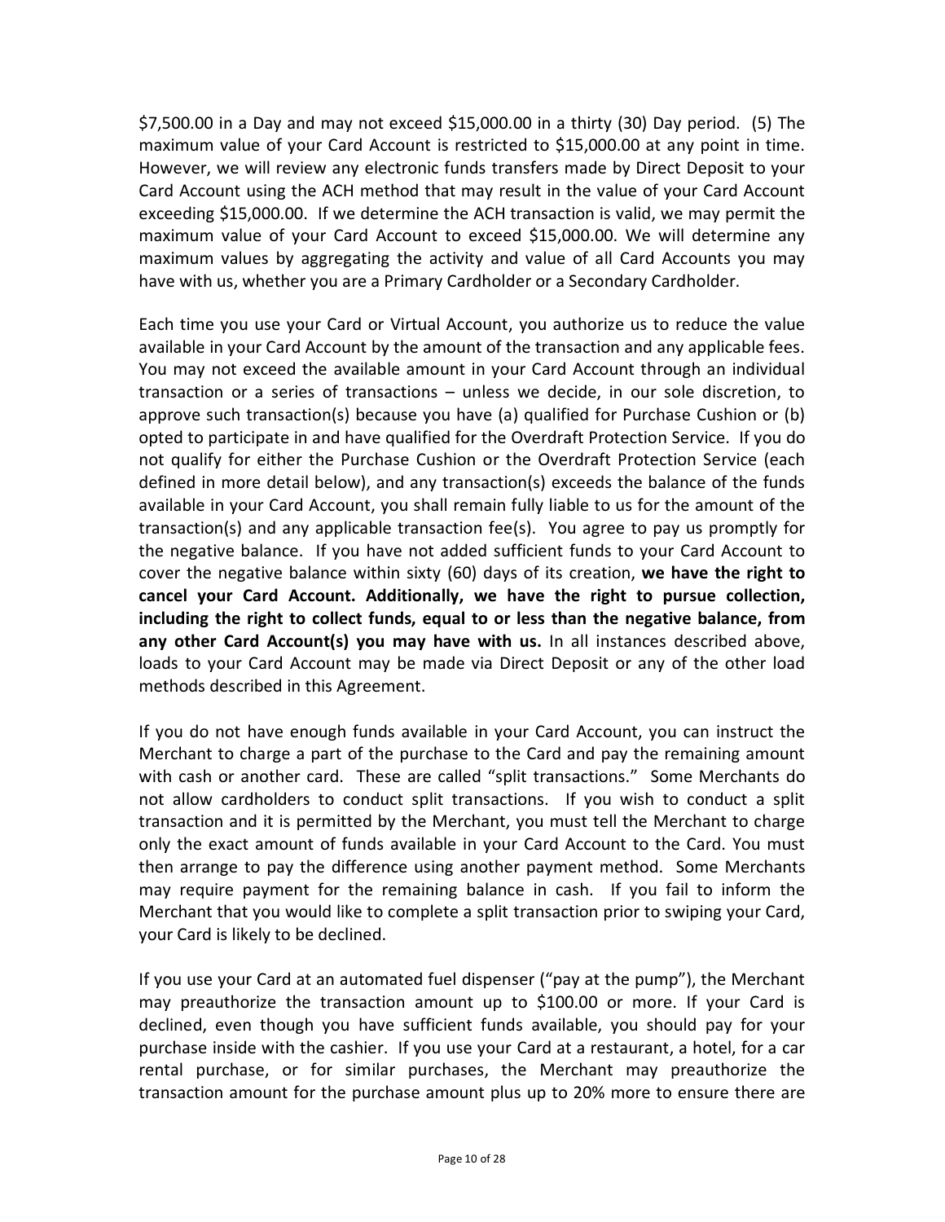$7,500.00 in a Day and may not exceed $15,000.00 in a thirty (30) Day period. (5) The maximum value of your Card Account is restricted to $15,000.00 at any point in time. However, we will review any electronic funds transfers made by Direct Deposit to your Card Account using the ACH method that may result in the value of your Card Account exceeding $15,000.00. If we determine the ACH transaction is valid, we may permit the maximum value of your Card Account to exceed $15,000.00. We will determine any maximum values by aggregating the activity and value of all Card Accounts you may have with us, whether you are a Primary Cardholder or a Secondary Cardholder.

Each time you use your Card or Virtual Account, you authorize us to reduce the value available in your Card Account by the amount of the transaction and any applicable fees. You may not exceed the available amount in your Card Account through an individual transaction or a series of transactions – unless we decide, in our sole discretion, to approve such transaction(s) because you have (a) qualified for Purchase Cushion or (b) opted to participate in and have qualified for the Overdraft Protection Service. If you do not qualify for either the Purchase Cushion or the Overdraft Protection Service (each defined in more detail below), and any transaction(s) exceeds the balance of the funds available in your Card Account, you shall remain fully liable to us for the amount of the transaction(s) and any applicable transaction fee(s). You agree to pay us promptly for the negative balance. If you have not added sufficient funds to your Card Account to cover the negative balance within sixty (60) days of its creation, **we have the right to cancel your Card Account. Additionally, we have the right to pursue collection, including the right to collect funds, equal to or less than the negative balance, from any other Card Account(s) you may have with us.** In all instances described above, loads to your Card Account may be made via Direct Deposit or any of the other load methods described in this Agreement.

If you do not have enough funds available in your Card Account, you can instruct the Merchant to charge a part of the purchase to the Card and pay the remaining amount with cash or another card. These are called "split transactions." Some Merchants do not allow cardholders to conduct split transactions. If you wish to conduct a split transaction and it is permitted by the Merchant, you must tell the Merchant to charge only the exact amount of funds available in your Card Account to the Card. You must then arrange to pay the difference using another payment method. Some Merchants may require payment for the remaining balance in cash. If you fail to inform the Merchant that you would like to complete a split transaction prior to swiping your Card, your Card is likely to be declined.

If you use your Card at an automated fuel dispenser ("pay at the pump"), the Merchant may preauthorize the transaction amount up to $100.00 or more. If your Card is declined, even though you have sufficient funds available, you should pay for your purchase inside with the cashier. If you use your Card at a restaurant, a hotel, for a car rental purchase, or for similar purchases, the Merchant may preauthorize the transaction amount for the purchase amount plus up to 20% more to ensure there are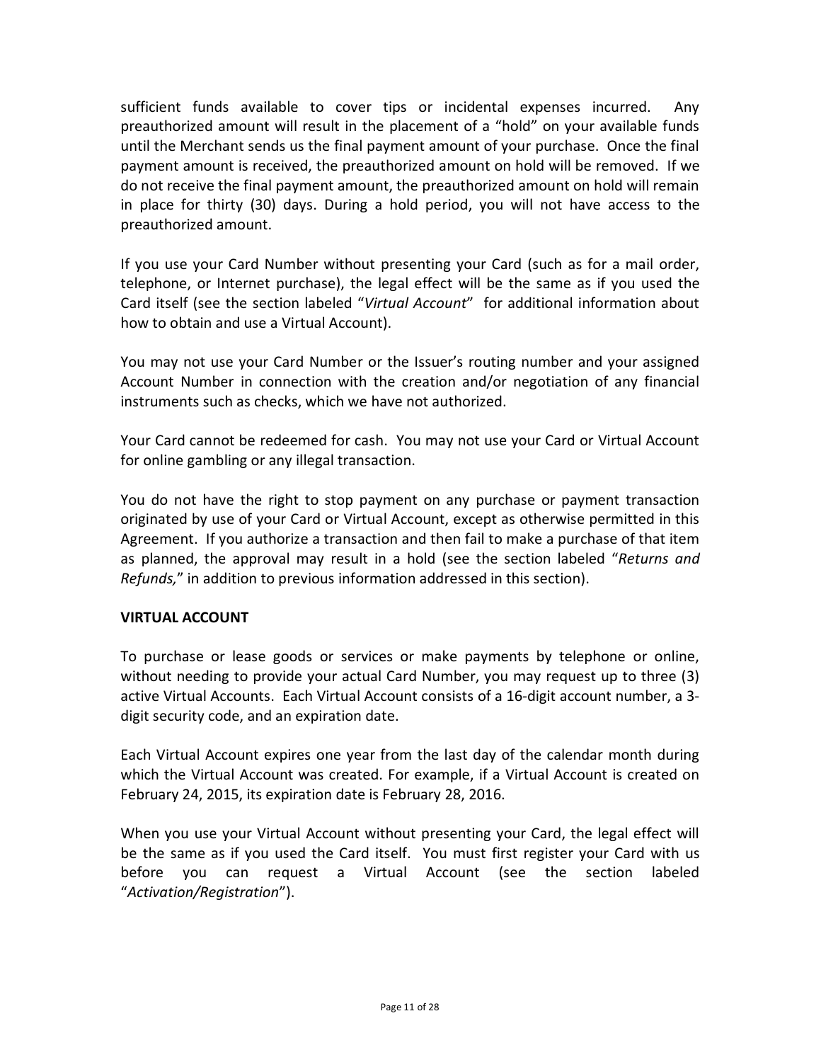sufficient funds available to cover tips or incidental expenses incurred. Any preauthorized amount will result in the placement of a "hold" on your available funds until the Merchant sends us the final payment amount of your purchase. Once the final payment amount is received, the preauthorized amount on hold will be removed. If we do not receive the final payment amount, the preauthorized amount on hold will remain in place for thirty (30) days. During a hold period, you will not have access to the preauthorized amount.

If you use your Card Number without presenting your Card (such as for a mail order, telephone, or Internet purchase), the legal effect will be the same as if you used the Card itself (see the section labeled "*Virtual Account*" for additional information about how to obtain and use a Virtual Account).

You may not use your Card Number or the Issuer's routing number and your assigned Account Number in connection with the creation and/or negotiation of any financial instruments such as checks, which we have not authorized.

Your Card cannot be redeemed for cash. You may not use your Card or Virtual Account for online gambling or any illegal transaction.

You do not have the right to stop payment on any purchase or payment transaction originated by use of your Card or Virtual Account, except as otherwise permitted in this Agreement. If you authorize a transaction and then fail to make a purchase of that item as planned, the approval may result in a hold (see the section labeled "*Returns and Refunds,*" in addition to previous information addressed in this section).

**VIRTUAL ACCOUNT**

To purchase or lease goods or services or make payments by telephone or online, without needing to provide your actual Card Number, you may request up to three (3) active Virtual Accounts. Each Virtual Account consists of a 16-digit account number, a 3-digit security code, and an expiration date.

Each Virtual Account expires one year from the last day of the calendar month during which the Virtual Account was created. For example, if a Virtual Account is created on February 24, 2015, its expiration date is February 28, 2016.

When you use your Virtual Account without presenting your Card, the legal effect will be the same as if you used the Card itself. You must first register your Card with us before you can request a Virtual Account (see the section labeled "*Activation/Registration*").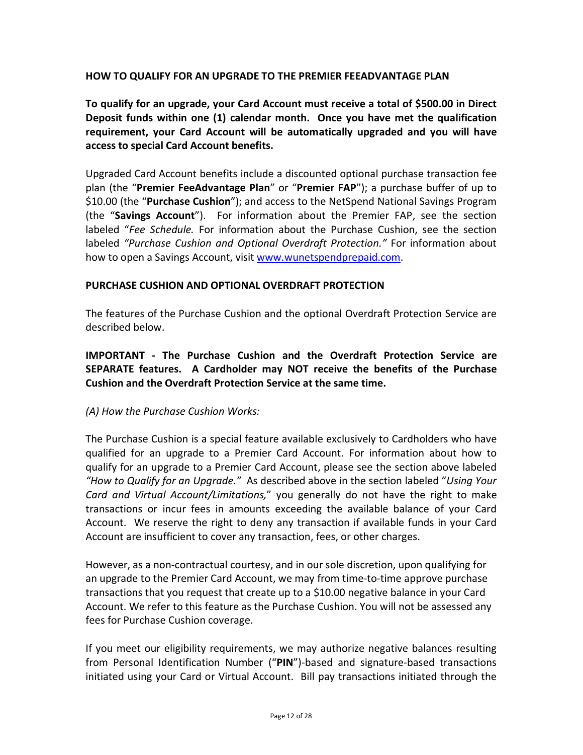## HOW TO QUALIFY FOR AN UPGRADE TO THE PREMIER FEEADVANTAGE PLAN

**To qualify for an upgrade, your Card Account must receive a total of $500.00 in Direct Deposit funds within one (1) calendar month. Once you have met the qualification requirement, your Card Account will be automatically upgraded and you will have access to special Card Account benefits.**

Upgraded Card Account benefits include a discounted optional purchase transaction fee plan (the "**Premier FeeAdvantage Plan**" or "**Premier FAP**"); a purchase buffer of up to $10.00 (the "**Purchase Cushion**"); and access to the NetSpend National Savings Program (the "**Savings Account**"). For information about the Premier FAP, see the section labeled "*Fee Schedule.* For information about the Purchase Cushion, see the section labeled *"Purchase Cushion and Optional Overdraft Protection."* For information about how to open a Savings Account, visit [www.wunetspendprepaid.com](http://www.wunetspendprepaid.com).

## PURCHASE CUSHION AND OPTIONAL OVERDRAFT PROTECTION

The features of the Purchase Cushion and the optional Overdraft Protection Service are described below.

**IMPORTANT - The Purchase Cushion and the Overdraft Protection Service are SEPARATE features. A Cardholder may NOT receive the benefits of the Purchase Cushion and the Overdraft Protection Service at the same time.**

*(A) How the Purchase Cushion Works:*

The Purchase Cushion is a special feature available exclusively to Cardholders who have qualified for an upgrade to a Premier Card Account. For information about how to qualify for an upgrade to a Premier Card Account, please see the section above labeled *"How to Qualify for an Upgrade."* As described above in the section labeled "*Using Your Card and Virtual Account/Limitations,*" you generally do not have the right to make transactions or incur fees in amounts exceeding the available balance of your Card Account. We reserve the right to deny any transaction if available funds in your Card Account are insufficient to cover any transaction, fees, or other charges.

However, as a non-contractual courtesy, and in our sole discretion, upon qualifying for an upgrade to the Premier Card Account, we may from time-to-time approve purchase transactions that you request that create up to a $10.00 negative balance in your Card Account. We refer to this feature as the Purchase Cushion. You will not be assessed any fees for Purchase Cushion coverage.

If you meet our eligibility requirements, we may authorize negative balances resulting from Personal Identification Number ("**PIN**")-based and signature-based transactions initiated using your Card or Virtual Account. Bill pay transactions initiated through the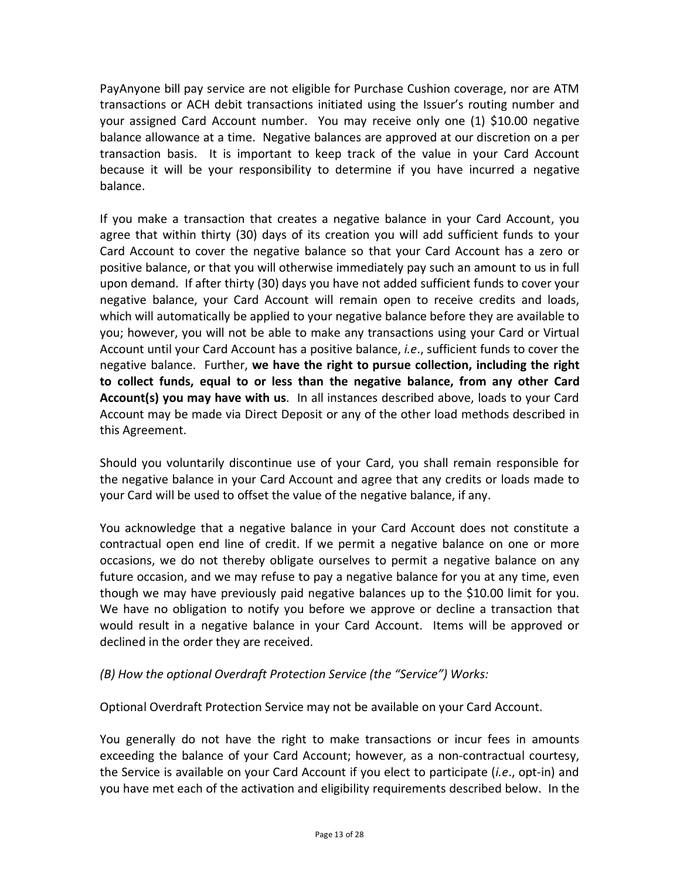PayAnyone bill pay service are not eligible for Purchase Cushion coverage, nor are ATM transactions or ACH debit transactions initiated using the Issuer's routing number and your assigned Card Account number. You may receive only one (1) $10.00 negative balance allowance at a time. Negative balances are approved at our discretion on a per transaction basis. It is important to keep track of the value in your Card Account because it will be your responsibility to determine if you have incurred a negative balance.

If you make a transaction that creates a negative balance in your Card Account, you agree that within thirty (30) days of its creation you will add sufficient funds to your Card Account to cover the negative balance so that your Card Account has a zero or positive balance, or that you will otherwise immediately pay such an amount to us in full upon demand. If after thirty (30) days you have not added sufficient funds to cover your negative balance, your Card Account will remain open to receive credits and loads, which will automatically be applied to your negative balance before they are available to you; however, you will not be able to make any transactions using your Card or Virtual Account until your Card Account has a positive balance, *i.e.*, sufficient funds to cover the negative balance. Further, **we have the right to pursue collection, including the right to collect funds, equal to or less than the negative balance, from any other Card Account(s) you may have with us**. In all instances described above, loads to your Card Account may be made via Direct Deposit or any of the other load methods described in this Agreement.

Should you voluntarily discontinue use of your Card, you shall remain responsible for the negative balance in your Card Account and agree that any credits or loads made to your Card will be used to offset the value of the negative balance, if any.

You acknowledge that a negative balance in your Card Account does not constitute a contractual open end line of credit. If we permit a negative balance on one or more occasions, we do not thereby obligate ourselves to permit a negative balance on any future occasion, and we may refuse to pay a negative balance for you at any time, even though we may have previously paid negative balances up to the $10.00 limit for you. We have no obligation to notify you before we approve or decline a transaction that would result in a negative balance in your Card Account. Items will be approved or declined in the order they are received.

*(B) How the optional Overdraft Protection Service (the "Service") Works:*

Optional Overdraft Protection Service may not be available on your Card Account.

You generally do not have the right to make transactions or incur fees in amounts exceeding the balance of your Card Account; however, as a non-contractual courtesy, the Service is available on your Card Account if you elect to participate (*i.e.*, opt-in) and you have met each of the activation and eligibility requirements described below. In the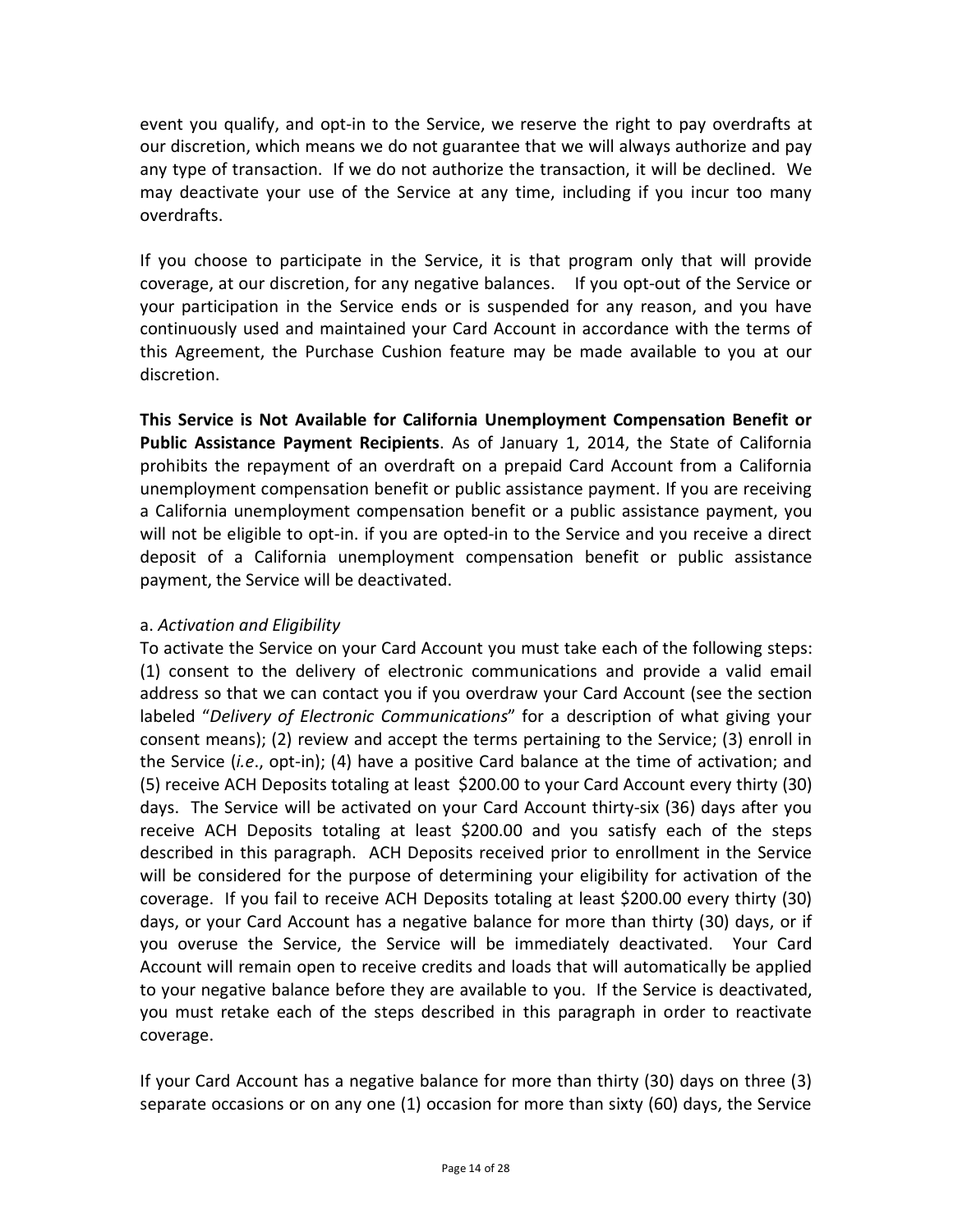event you qualify, and opt-in to the Service, we reserve the right to pay overdrafts at our discretion, which means we do not guarantee that we will always authorize and pay any type of transaction. If we do not authorize the transaction, it will be declined. We may deactivate your use of the Service at any time, including if you incur too many overdrafts.

If you choose to participate in the Service, it is that program only that will provide coverage, at our discretion, for any negative balances. If you opt-out of the Service or your participation in the Service ends or is suspended for any reason, and you have continuously used and maintained your Card Account in accordance with the terms of this Agreement, the Purchase Cushion feature may be made available to you at our discretion.

**This Service is Not Available for California Unemployment Compensation Benefit or Public Assistance Payment Recipients**. As of January 1, 2014, the State of California prohibits the repayment of an overdraft on a prepaid Card Account from a California unemployment compensation benefit or public assistance payment. If you are receiving a California unemployment compensation benefit or a public assistance payment, you will not be eligible to opt-in. if you are opted-in to the Service and you receive a direct deposit of a California unemployment compensation benefit or public assistance payment, the Service will be deactivated.

a. *Activation and Eligibility*
To activate the Service on your Card Account you must take each of the following steps: (1) consent to the delivery of electronic communications and provide a valid email address so that we can contact you if you overdraw your Card Account (see the section labeled "*Delivery of Electronic Communications*" for a description of what giving your consent means); (2) review and accept the terms pertaining to the Service; (3) enroll in the Service (*i.e*., opt-in); (4) have a positive Card balance at the time of activation; and (5) receive ACH Deposits totaling at least $200.00 to your Card Account every thirty (30) days. The Service will be activated on your Card Account thirty-six (36) days after you receive ACH Deposits totaling at least $200.00 and you satisfy each of the steps described in this paragraph. ACH Deposits received prior to enrollment in the Service will be considered for the purpose of determining your eligibility for activation of the coverage. If you fail to receive ACH Deposits totaling at least $200.00 every thirty (30) days, or your Card Account has a negative balance for more than thirty (30) days, or if you overuse the Service, the Service will be immediately deactivated. Your Card Account will remain open to receive credits and loads that will automatically be applied to your negative balance before they are available to you. If the Service is deactivated, you must retake each of the steps described in this paragraph in order to reactivate coverage.

If your Card Account has a negative balance for more than thirty (30) days on three (3) separate occasions or on any one (1) occasion for more than sixty (60) days, the Service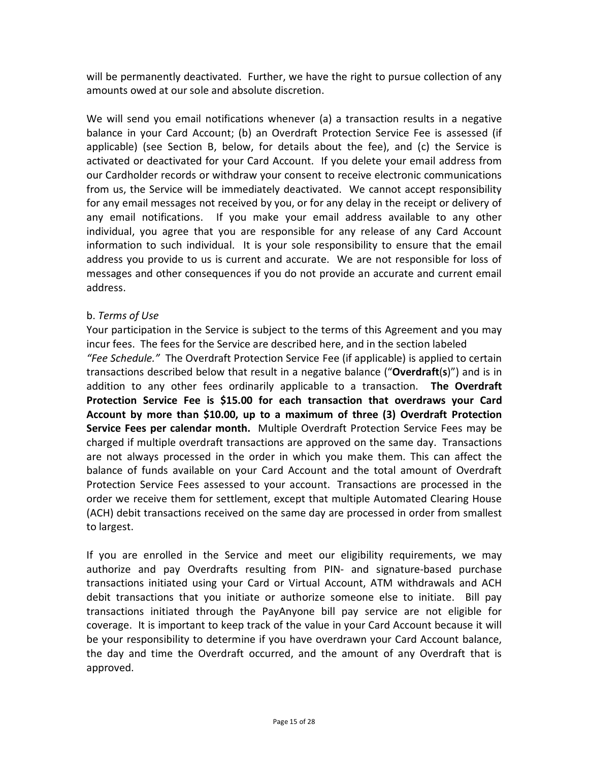will be permanently deactivated. Further, we have the right to pursue collection of any amounts owed at our sole and absolute discretion.

We will send you email notifications whenever (a) a transaction results in a negative balance in your Card Account; (b) an Overdraft Protection Service Fee is assessed (if applicable) (see Section B, below, for details about the fee), and (c) the Service is activated or deactivated for your Card Account. If you delete your email address from our Cardholder records or withdraw your consent to receive electronic communications from us, the Service will be immediately deactivated. We cannot accept responsibility for any email messages not received by you, or for any delay in the receipt or delivery of any email notifications. If you make your email address available to any other individual, you agree that you are responsible for any release of any Card Account information to such individual. It is your sole responsibility to ensure that the email address you provide to us is current and accurate. We are not responsible for loss of messages and other consequences if you do not provide an accurate and current email address.

b. *Terms of Use*

Your participation in the Service is subject to the terms of this Agreement and you may incur fees. The fees for the Service are described here, and in the section labeled *"Fee Schedule."* The Overdraft Protection Service Fee (if applicable) is applied to certain transactions described below that result in a negative balance ("**Overdraft**(**s**)") and is in addition to any other fees ordinarily applicable to a transaction. **The Overdraft Protection Service Fee is $15.00 for each transaction that overdraws your Card Account by more than $10.00, up to a maximum of three (3) Overdraft Protection Service Fees per calendar month.** Multiple Overdraft Protection Service Fees may be charged if multiple overdraft transactions are approved on the same day. Transactions are not always processed in the order in which you make them. This can affect the balance of funds available on your Card Account and the total amount of Overdraft Protection Service Fees assessed to your account. Transactions are processed in the order we receive them for settlement, except that multiple Automated Clearing House (ACH) debit transactions received on the same day are processed in order from smallest to largest.

If you are enrolled in the Service and meet our eligibility requirements, we may authorize and pay Overdrafts resulting from PIN- and signature-based purchase transactions initiated using your Card or Virtual Account, ATM withdrawals and ACH debit transactions that you initiate or authorize someone else to initiate. Bill pay transactions initiated through the PayAnyone bill pay service are not eligible for coverage. It is important to keep track of the value in your Card Account because it will be your responsibility to determine if you have overdrawn your Card Account balance, the day and time the Overdraft occurred, and the amount of any Overdraft that is approved.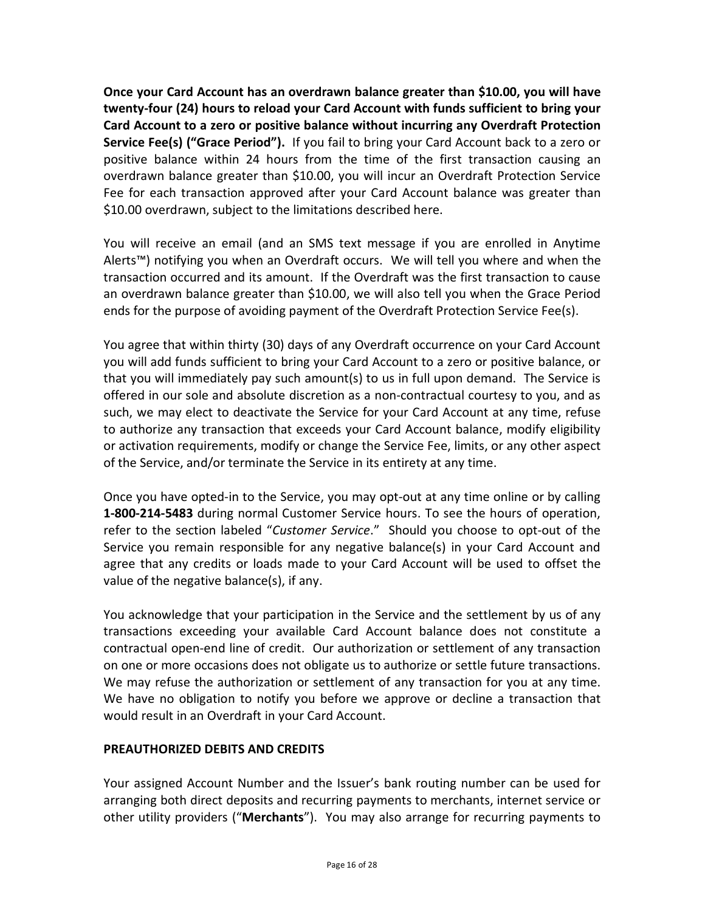**Once your Card Account has an overdrawn balance greater than $10.00, you will have twenty-four (24) hours to reload your Card Account with funds sufficient to bring your Card Account to a zero or positive balance without incurring any Overdraft Protection Service Fee(s) ("Grace Period").** If you fail to bring your Card Account back to a zero or positive balance within 24 hours from the time of the first transaction causing an overdrawn balance greater than $10.00, you will incur an Overdraft Protection Service Fee for each transaction approved after your Card Account balance was greater than $10.00 overdrawn, subject to the limitations described here.

You will receive an email (and an SMS text message if you are enrolled in Anytime Alerts™) notifying you when an Overdraft occurs. We will tell you where and when the transaction occurred and its amount. If the Overdraft was the first transaction to cause an overdrawn balance greater than $10.00, we will also tell you when the Grace Period ends for the purpose of avoiding payment of the Overdraft Protection Service Fee(s).

You agree that within thirty (30) days of any Overdraft occurrence on your Card Account you will add funds sufficient to bring your Card Account to a zero or positive balance, or that you will immediately pay such amount(s) to us in full upon demand. The Service is offered in our sole and absolute discretion as a non-contractual courtesy to you, and as such, we may elect to deactivate the Service for your Card Account at any time, refuse to authorize any transaction that exceeds your Card Account balance, modify eligibility or activation requirements, modify or change the Service Fee, limits, or any other aspect of the Service, and/or terminate the Service in its entirety at any time.

Once you have opted-in to the Service, you may opt-out at any time online or by calling **1-800-214-5483** during normal Customer Service hours. To see the hours of operation, refer to the section labeled "*Customer Service*." Should you choose to opt-out of the Service you remain responsible for any negative balance(s) in your Card Account and agree that any credits or loads made to your Card Account will be used to offset the value of the negative balance(s), if any.

You acknowledge that your participation in the Service and the settlement by us of any transactions exceeding your available Card Account balance does not constitute a contractual open-end line of credit. Our authorization or settlement of any transaction on one or more occasions does not obligate us to authorize or settle future transactions. We may refuse the authorization or settlement of any transaction for you at any time. We have no obligation to notify you before we approve or decline a transaction that would result in an Overdraft in your Card Account.

**PREAUTHORIZED DEBITS AND CREDITS**

Your assigned Account Number and the Issuer's bank routing number can be used for arranging both direct deposits and recurring payments to merchants, internet service or other utility providers ("**Merchants**"). You may also arrange for recurring payments to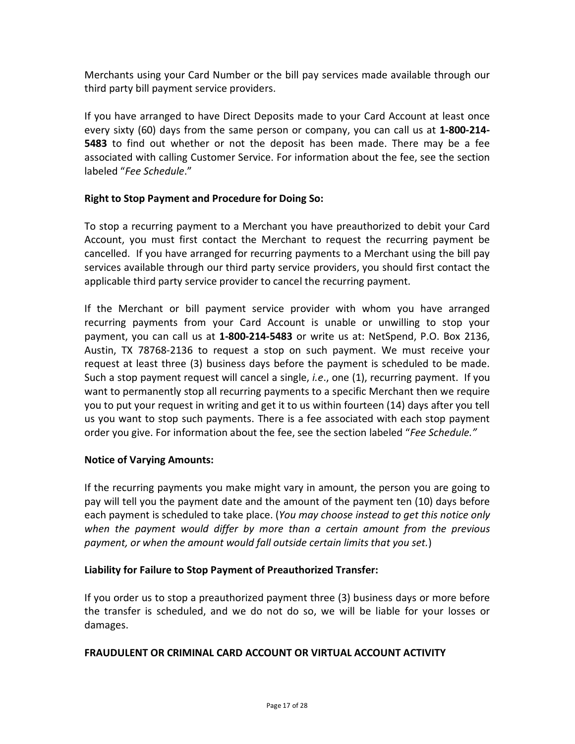Merchants using your Card Number or the bill pay services made available through our third party bill payment service providers.

If you have arranged to have Direct Deposits made to your Card Account at least once every sixty (60) days from the same person or company, you can call us at **1-800-214-5483** to find out whether or not the deposit has been made. There may be a fee associated with calling Customer Service. For information about the fee, see the section labeled "*Fee Schedule*."

**Right to Stop Payment and Procedure for Doing So:**

To stop a recurring payment to a Merchant you have preauthorized to debit your Card Account, you must first contact the Merchant to request the recurring payment be cancelled. If you have arranged for recurring payments to a Merchant using the bill pay services available through our third party service providers, you should first contact the applicable third party service provider to cancel the recurring payment.

If the Merchant or bill payment service provider with whom you have arranged recurring payments from your Card Account is unable or unwilling to stop your payment, you can call us at **1-800-214-5483** or write us at: NetSpend, P.O. Box 2136, Austin, TX 78768-2136 to request a stop on such payment. We must receive your request at least three (3) business days before the payment is scheduled to be made. Such a stop payment request will cancel a single, *i.e*., one (1), recurring payment. If you want to permanently stop all recurring payments to a specific Merchant then we require you to put your request in writing and get it to us within fourteen (14) days after you tell us you want to stop such payments. There is a fee associated with each stop payment order you give. For information about the fee, see the section labeled "*Fee Schedule."*

**Notice of Varying Amounts:**

If the recurring payments you make might vary in amount, the person you are going to pay will tell you the payment date and the amount of the payment ten (10) days before each payment is scheduled to take place. (*You may choose instead to get this notice only when the payment would differ by more than a certain amount from the previous payment, or when the amount would fall outside certain limits that you set.*)

**Liability for Failure to Stop Payment of Preauthorized Transfer:**

If you order us to stop a preauthorized payment three (3) business days or more before the transfer is scheduled, and we do not do so, we will be liable for your losses or damages.

**FRAUDULENT OR CRIMINAL CARD ACCOUNT OR VIRTUAL ACCOUNT ACTIVITY**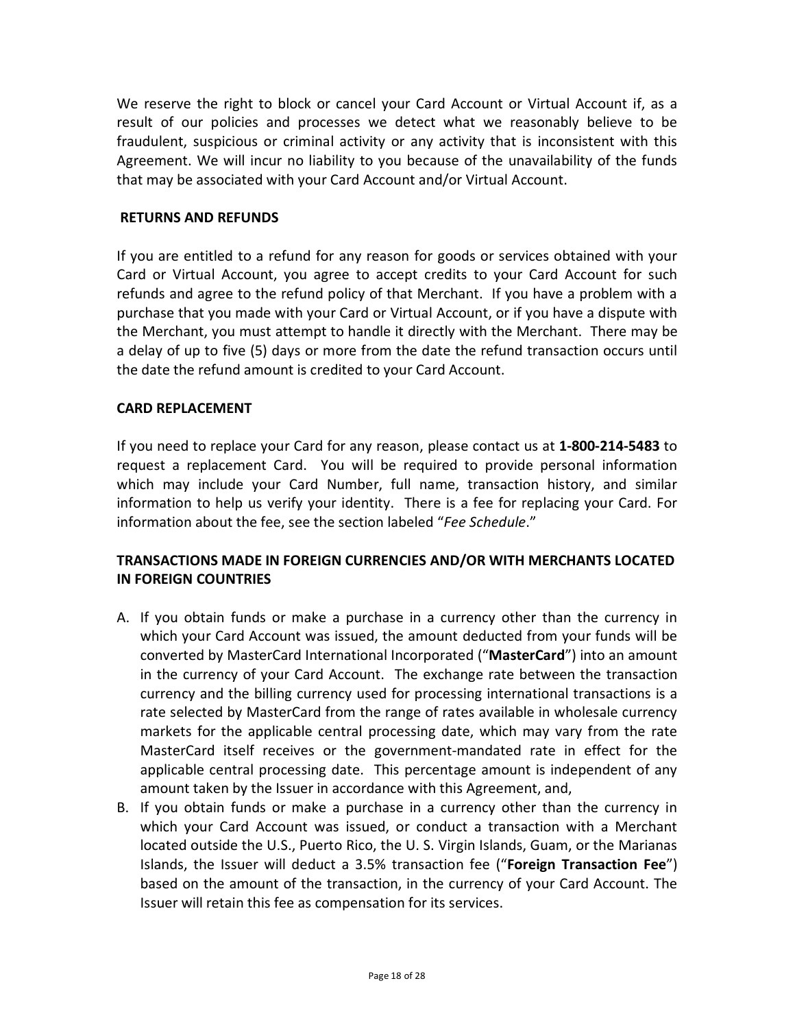We reserve the right to block or cancel your Card Account or Virtual Account if, as a result of our policies and processes we detect what we reasonably believe to be fraudulent, suspicious or criminal activity or any activity that is inconsistent with this Agreement. We will incur no liability to you because of the unavailability of the funds that may be associated with your Card Account and/or Virtual Account.

**RETURNS AND REFUNDS**

If you are entitled to a refund for any reason for goods or services obtained with your Card or Virtual Account, you agree to accept credits to your Card Account for such refunds and agree to the refund policy of that Merchant. If you have a problem with a purchase that you made with your Card or Virtual Account, or if you have a dispute with the Merchant, you must attempt to handle it directly with the Merchant. There may be a delay of up to five (5) days or more from the date the refund transaction occurs until the date the refund amount is credited to your Card Account.

**CARD REPLACEMENT**

If you need to replace your Card for any reason, please contact us at **1-800-214-5483** to request a replacement Card. You will be required to provide personal information which may include your Card Number, full name, transaction history, and similar information to help us verify your identity. There is a fee for replacing your Card. For information about the fee, see the section labeled "*Fee Schedule*."

**TRANSACTIONS MADE IN FOREIGN CURRENCIES AND/OR WITH MERCHANTS LOCATED IN FOREIGN COUNTRIES**

A. If you obtain funds or make a purchase in a currency other than the currency in which your Card Account was issued, the amount deducted from your funds will be converted by MasterCard International Incorporated ("**MasterCard**") into an amount in the currency of your Card Account. The exchange rate between the transaction currency and the billing currency used for processing international transactions is a rate selected by MasterCard from the range of rates available in wholesale currency markets for the applicable central processing date, which may vary from the rate MasterCard itself receives or the government-mandated rate in effect for the applicable central processing date. This percentage amount is independent of any amount taken by the Issuer in accordance with this Agreement, and,
B. If you obtain funds or make a purchase in a currency other than the currency in which your Card Account was issued, or conduct a transaction with a Merchant located outside the U.S., Puerto Rico, the U. S. Virgin Islands, Guam, or the Marianas Islands, the Issuer will deduct a 3.5% transaction fee ("**Foreign Transaction Fee**") based on the amount of the transaction, in the currency of your Card Account. The Issuer will retain this fee as compensation for its services.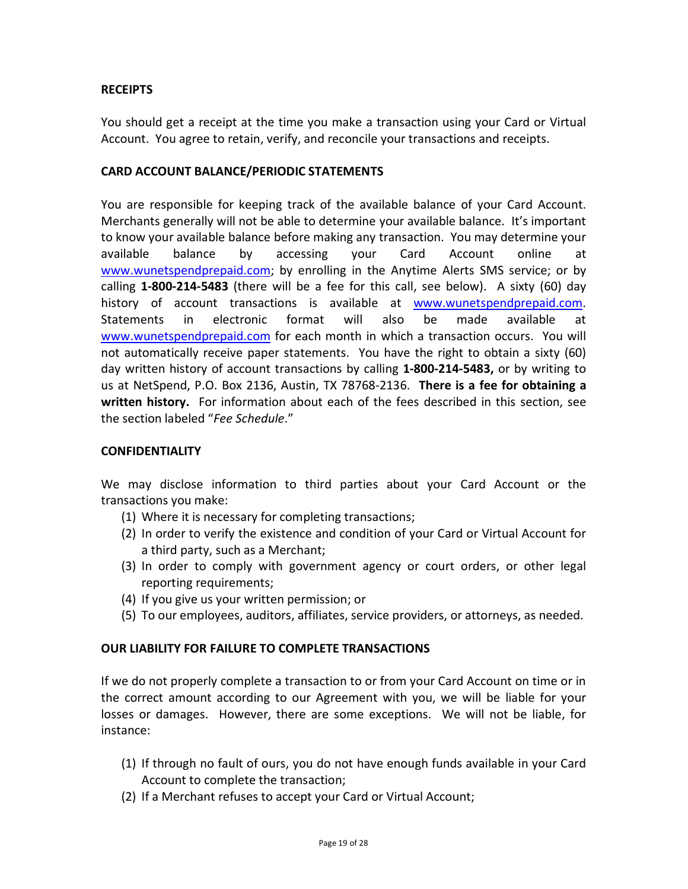## RECEIPTS

You should get a receipt at the time you make a transaction using your Card or Virtual Account. You agree to retain, verify, and reconcile your transactions and receipts.

## CARD ACCOUNT BALANCE/PERIODIC STATEMENTS

You are responsible for keeping track of the available balance of your Card Account. Merchants generally will not be able to determine your available balance. It's important to know your available balance before making any transaction. You may determine your available balance by accessing your Card Account online at www.wunetspendprepaid.com; by enrolling in the Anytime Alerts SMS service; or by calling **1-800-214-5483** (there will be a fee for this call, see below). A sixty (60) day history of account transactions is available at www.wunetspendprepaid.com. Statements in electronic format will also be made available at www.wunetspendprepaid.com for each month in which a transaction occurs. You will not automatically receive paper statements. You have the right to obtain a sixty (60) day written history of account transactions by calling **1-800-214-5483,** or by writing to us at NetSpend, P.O. Box 2136, Austin, TX 78768-2136. **There is a fee for obtaining a written history.** For information about each of the fees described in this section, see the section labeled "*Fee Schedule*."

## CONFIDENTIALITY

We may disclose information to third parties about your Card Account or the transactions you make:

1. Where it is necessary for completing transactions;
2. In order to verify the existence and condition of your Card or Virtual Account for a third party, such as a Merchant;
3. In order to comply with government agency or court orders, or other legal reporting requirements;
4. If you give us your written permission; or
5. To our employees, auditors, affiliates, service providers, or attorneys, as needed.

## OUR LIABILITY FOR FAILURE TO COMPLETE TRANSACTIONS

If we do not properly complete a transaction to or from your Card Account on time or in the correct amount according to our Agreement with you, we will be liable for your losses or damages. However, there are some exceptions. We will not be liable, for instance:

1. If through no fault of ours, you do not have enough funds available in your Card Account to complete the transaction;
2. If a Merchant refuses to accept your Card or Virtual Account;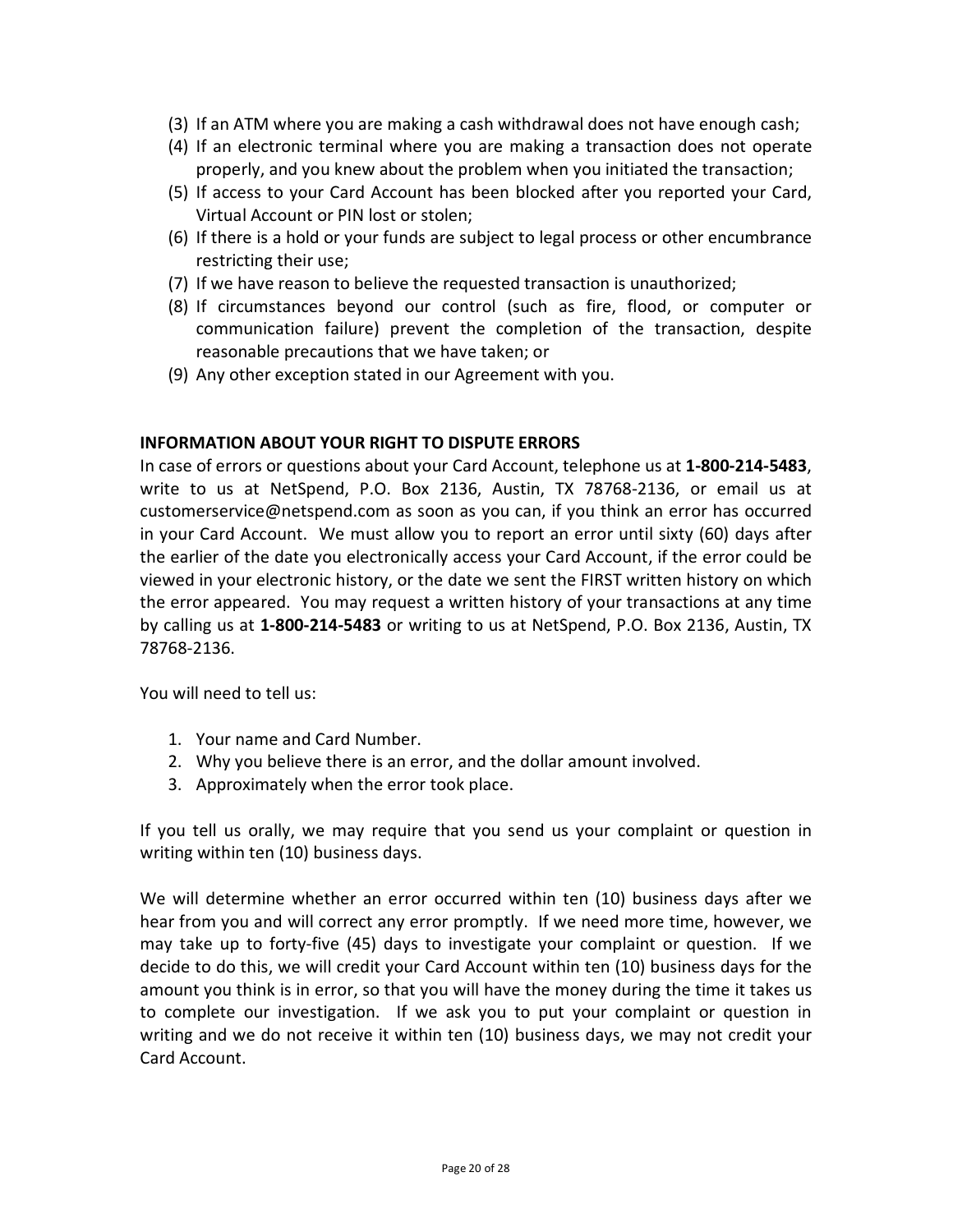(3) If an ATM where you are making a cash withdrawal does not have enough cash;
(4) If an electronic terminal where you are making a transaction does not operate properly, and you knew about the problem when you initiated the transaction;
(5) If access to your Card Account has been blocked after you reported your Card, Virtual Account or PIN lost or stolen;
(6) If there is a hold or your funds are subject to legal process or other encumbrance restricting their use;
(7) If we have reason to believe the requested transaction is unauthorized;
(8) If circumstances beyond our control (such as fire, flood, or computer or communication failure) prevent the completion of the transaction, despite reasonable precautions that we have taken; or
(9) Any other exception stated in our Agreement with you.

**INFORMATION ABOUT YOUR RIGHT TO DISPUTE ERRORS**

In case of errors or questions about your Card Account, telephone us at **1-800-214-5483**, write to us at NetSpend, P.O. Box 2136, Austin, TX 78768-2136, or email us at customerservice@netspend.com as soon as you can, if you think an error has occurred in your Card Account. We must allow you to report an error until sixty (60) days after the earlier of the date you electronically access your Card Account, if the error could be viewed in your electronic history, or the date we sent the FIRST written history on which the error appeared. You may request a written history of your transactions at any time by calling us at **1-800-214-5483** or writing to us at NetSpend, P.O. Box 2136, Austin, TX 78768-2136.

You will need to tell us:

1. Your name and Card Number.
2. Why you believe there is an error, and the dollar amount involved.
3. Approximately when the error took place.

If you tell us orally, we may require that you send us your complaint or question in writing within ten (10) business days.

We will determine whether an error occurred within ten (10) business days after we hear from you and will correct any error promptly. If we need more time, however, we may take up to forty-five (45) days to investigate your complaint or question. If we decide to do this, we will credit your Card Account within ten (10) business days for the amount you think is in error, so that you will have the money during the time it takes us to complete our investigation. If we ask you to put your complaint or question in writing and we do not receive it within ten (10) business days, we may not credit your Card Account.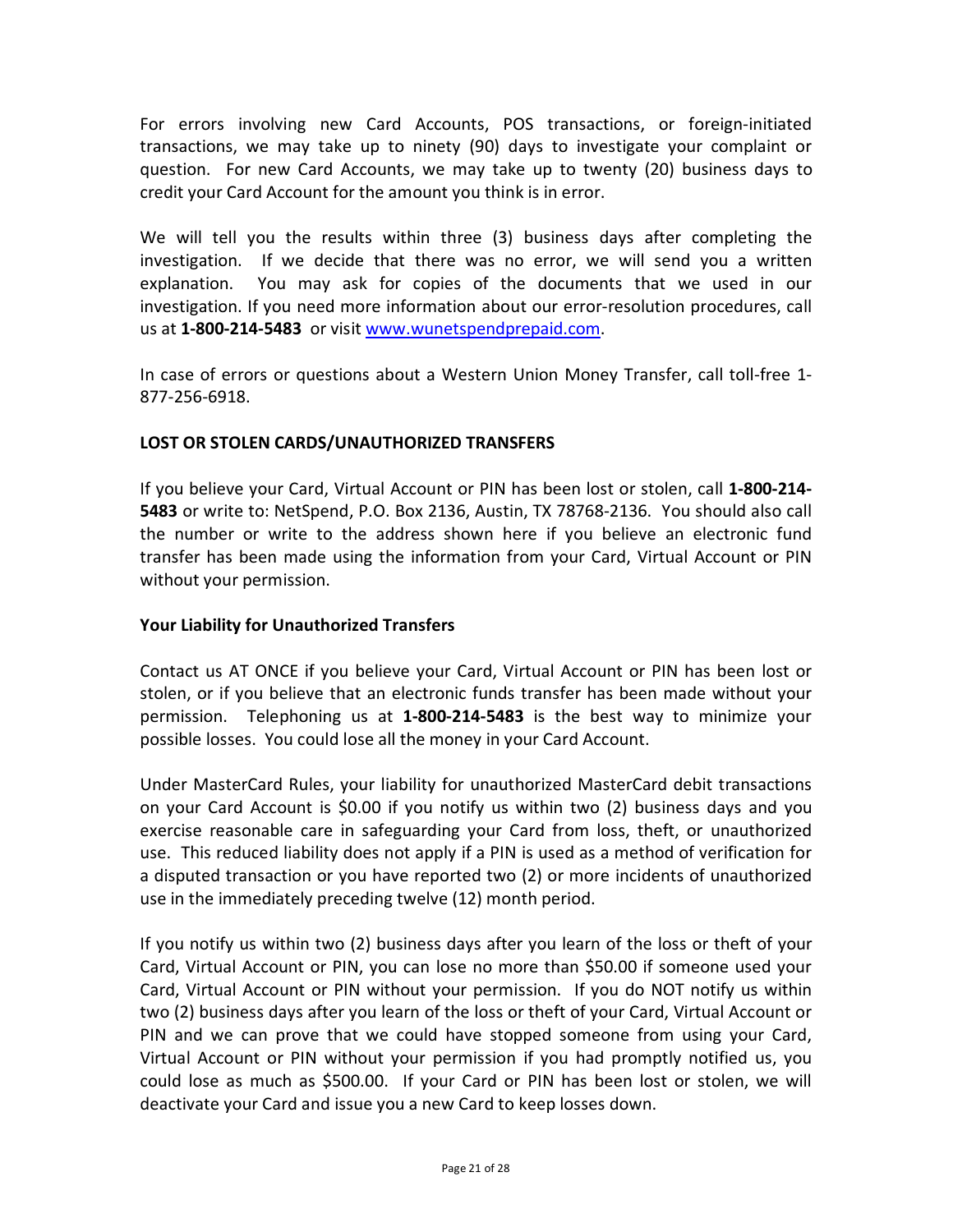For errors involving new Card Accounts, POS transactions, or foreign-initiated transactions, we may take up to ninety (90) days to investigate your complaint or question. For new Card Accounts, we may take up to twenty (20) business days to credit your Card Account for the amount you think is in error.

We will tell you the results within three (3) business days after completing the investigation. If we decide that there was no error, we will send you a written explanation. You may ask for copies of the documents that we used in our investigation. If you need more information about our error-resolution procedures, call us at **1-800-214-5483** or visit [www.wunetspendprepaid.com](http://www.wunetspendprepaid.com).

In case of errors or questions about a Western Union Money Transfer, call toll-free 1-877-256-6918.

**LOST OR STOLEN CARDS/UNAUTHORIZED TRANSFERS**

If you believe your Card, Virtual Account or PIN has been lost or stolen, call **1-800-214-5483** or write to: NetSpend, P.O. Box 2136, Austin, TX 78768-2136. You should also call the number or write to the address shown here if you believe an electronic fund transfer has been made using the information from your Card, Virtual Account or PIN without your permission.

**Your Liability for Unauthorized Transfers**

Contact us AT ONCE if you believe your Card, Virtual Account or PIN has been lost or stolen, or if you believe that an electronic funds transfer has been made without your permission. Telephoning us at **1-800-214-5483** is the best way to minimize your possible losses. You could lose all the money in your Card Account.

Under MasterCard Rules, your liability for unauthorized MasterCard debit transactions on your Card Account is $0.00 if you notify us within two (2) business days and you exercise reasonable care in safeguarding your Card from loss, theft, or unauthorized use. This reduced liability does not apply if a PIN is used as a method of verification for a disputed transaction or you have reported two (2) or more incidents of unauthorized use in the immediately preceding twelve (12) month period.

If you notify us within two (2) business days after you learn of the loss or theft of your Card, Virtual Account or PIN, you can lose no more than $50.00 if someone used your Card, Virtual Account or PIN without your permission. If you do NOT notify us within two (2) business days after you learn of the loss or theft of your Card, Virtual Account or PIN and we can prove that we could have stopped someone from using your Card, Virtual Account or PIN without your permission if you had promptly notified us, you could lose as much as $500.00. If your Card or PIN has been lost or stolen, we will deactivate your Card and issue you a new Card to keep losses down.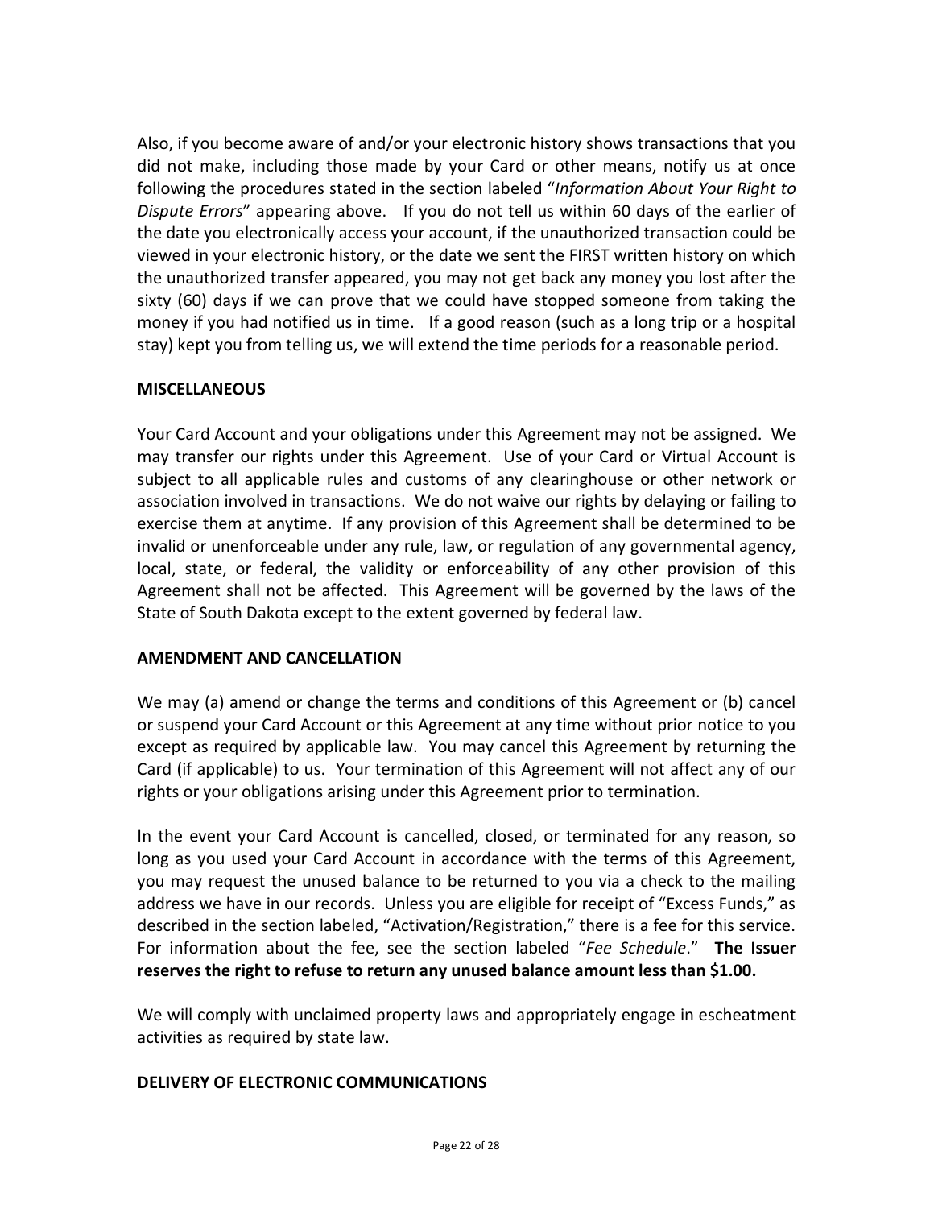Also, if you become aware of and/or your electronic history shows transactions that you did not make, including those made by your Card or other means, notify us at once following the procedures stated in the section labeled "*Information About Your Right to Dispute Errors*" appearing above. If you do not tell us within 60 days of the earlier of the date you electronically access your account, if the unauthorized transaction could be viewed in your electronic history, or the date we sent the FIRST written history on which the unauthorized transfer appeared, you may not get back any money you lost after the sixty (60) days if we can prove that we could have stopped someone from taking the money if you had notified us in time. If a good reason (such as a long trip or a hospital stay) kept you from telling us, we will extend the time periods for a reasonable period.

## MISCELLANEOUS

Your Card Account and your obligations under this Agreement may not be assigned. We may transfer our rights under this Agreement. Use of your Card or Virtual Account is subject to all applicable rules and customs of any clearinghouse or other network or association involved in transactions. We do not waive our rights by delaying or failing to exercise them at anytime. If any provision of this Agreement shall be determined to be invalid or unenforceable under any rule, law, or regulation of any governmental agency, local, state, or federal, the validity or enforceability of any other provision of this Agreement shall not be affected. This Agreement will be governed by the laws of the State of South Dakota except to the extent governed by federal law.

## AMENDMENT AND CANCELLATION

We may (a) amend or change the terms and conditions of this Agreement or (b) cancel or suspend your Card Account or this Agreement at any time without prior notice to you except as required by applicable law. You may cancel this Agreement by returning the Card (if applicable) to us. Your termination of this Agreement will not affect any of our rights or your obligations arising under this Agreement prior to termination.

In the event your Card Account is cancelled, closed, or terminated for any reason, so long as you used your Card Account in accordance with the terms of this Agreement, you may request the unused balance to be returned to you via a check to the mailing address we have in our records. Unless you are eligible for receipt of "Excess Funds," as described in the section labeled, "Activation/Registration," there is a fee for this service. For information about the fee, see the section labeled "*Fee Schedule*." **The Issuer reserves the right to refuse to return any unused balance amount less than $1.00.**

We will comply with unclaimed property laws and appropriately engage in escheatment activities as required by state law.

## DELIVERY OF ELECTRONIC COMMUNICATIONS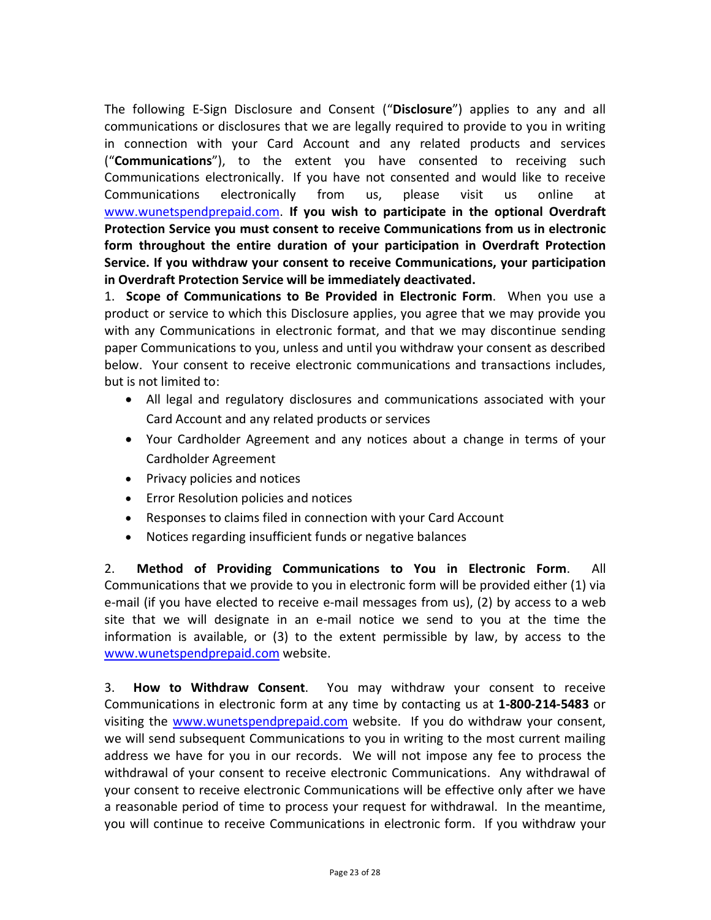The following E-Sign Disclosure and Consent ("**Disclosure**") applies to any and all communications or disclosures that we are legally required to provide to you in writing in connection with your Card Account and any related products and services ("**Communications**"), to the extent you have consented to receiving such Communications electronically. If you have not consented and would like to receive Communications electronically from us, please visit us online at www.wunetspendprepaid.com. **If you wish to participate in the optional Overdraft Protection Service you must consent to receive Communications from us in electronic form throughout the entire duration of your participation in Overdraft Protection Service. If you withdraw your consent to receive Communications, your participation in Overdraft Protection Service will be immediately deactivated.**

1. **Scope of Communications to Be Provided in Electronic Form**. When you use a product or service to which this Disclosure applies, you agree that we may provide you with any Communications in electronic format, and that we may discontinue sending paper Communications to you, unless and until you withdraw your consent as described below. Your consent to receive electronic communications and transactions includes, but is not limited to:

- All legal and regulatory disclosures and communications associated with your Card Account and any related products or services
- Your Cardholder Agreement and any notices about a change in terms of your Cardholder Agreement
- Privacy policies and notices
- Error Resolution policies and notices
- Responses to claims filed in connection with your Card Account
- Notices regarding insufficient funds or negative balances

2. **Method of Providing Communications to You in Electronic Form**. All Communications that we provide to you in electronic form will be provided either (1) via e-mail (if you have elected to receive e-mail messages from us), (2) by access to a web site that we will designate in an e-mail notice we send to you at the time the information is available, or (3) to the extent permissible by law, by access to the www.wunetspendprepaid.com website.

3. **How to Withdraw Consent**. You may withdraw your consent to receive Communications in electronic form at any time by contacting us at **1-800-214-5483** or visiting the www.wunetspendprepaid.com website. If you do withdraw your consent, we will send subsequent Communications to you in writing to the most current mailing address we have for you in our records. We will not impose any fee to process the withdrawal of your consent to receive electronic Communications. Any withdrawal of your consent to receive electronic Communications will be effective only after we have a reasonable period of time to process your request for withdrawal. In the meantime, you will continue to receive Communications in electronic form. If you withdraw your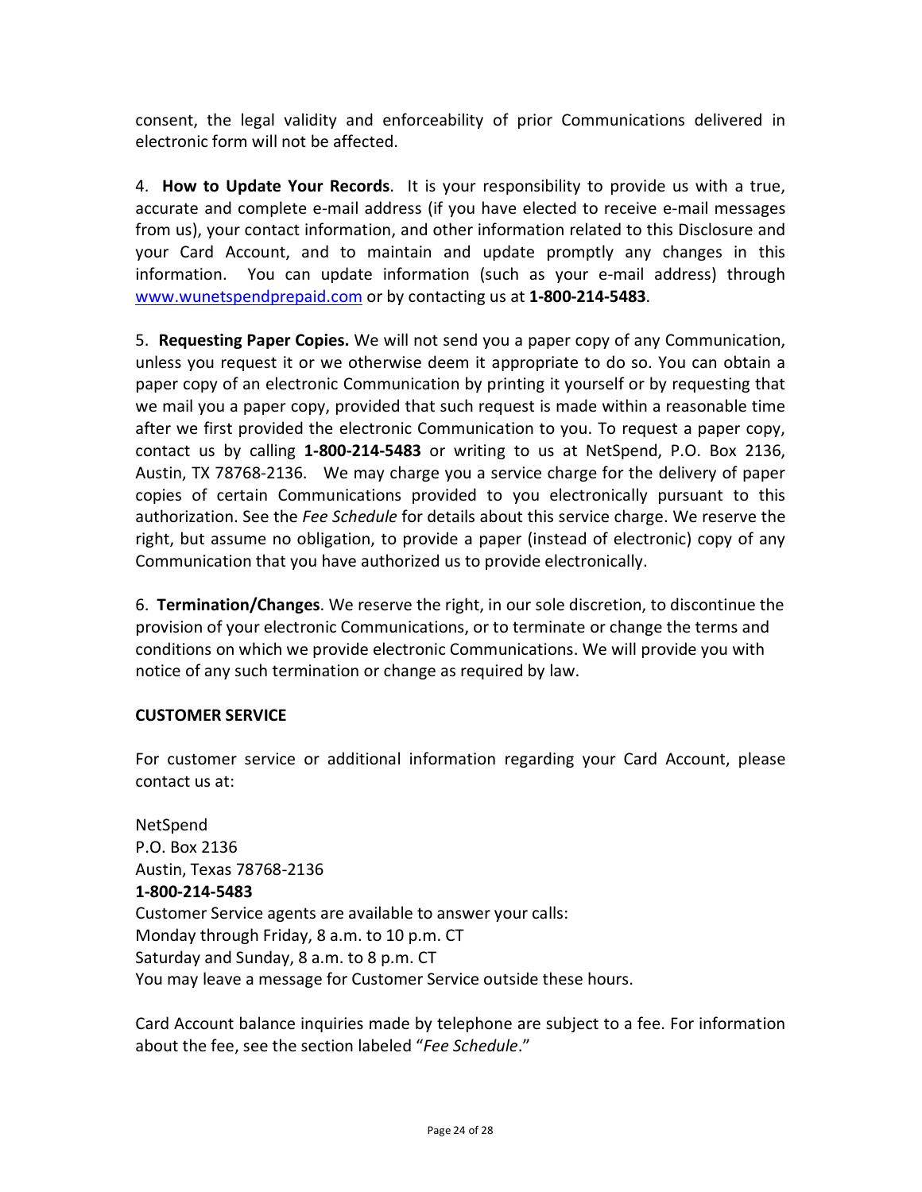consent, the legal validity and enforceability of prior Communications delivered in electronic form will not be affected.

4. **How to Update Your Records**. It is your responsibility to provide us with a true, accurate and complete e-mail address (if you have elected to receive e-mail messages from us), your contact information, and other information related to this Disclosure and your Card Account, and to maintain and update promptly any changes in this information. You can update information (such as your e-mail address) through www.wunetspendprepaid.com or by contacting us at **1-800-214-5483**.

5. **Requesting Paper Copies.** We will not send you a paper copy of any Communication, unless you request it or we otherwise deem it appropriate to do so. You can obtain a paper copy of an electronic Communication by printing it yourself or by requesting that we mail you a paper copy, provided that such request is made within a reasonable time after we first provided the electronic Communication to you. To request a paper copy, contact us by calling **1-800-214-5483** or writing to us at NetSpend, P.O. Box 2136, Austin, TX 78768-2136. We may charge you a service charge for the delivery of paper copies of certain Communications provided to you electronically pursuant to this authorization. See the *Fee Schedule* for details about this service charge. We reserve the right, but assume no obligation, to provide a paper (instead of electronic) copy of any Communication that you have authorized us to provide electronically.

6. **Termination/Changes**. We reserve the right, in our sole discretion, to discontinue the provision of your electronic Communications, or to terminate or change the terms and conditions on which we provide electronic Communications. We will provide you with notice of any such termination or change as required by law.

**CUSTOMER SERVICE**

For customer service or additional information regarding your Card Account, please contact us at:

NetSpend
P.O. Box 2136
Austin, Texas 78768-2136
**1-800-214-5483**
Customer Service agents are available to answer your calls:
Monday through Friday, 8 a.m. to 10 p.m. CT
Saturday and Sunday, 8 a.m. to 8 p.m. CT
You may leave a message for Customer Service outside these hours.

Card Account balance inquiries made by telephone are subject to a fee. For information about the fee, see the section labeled "*Fee Schedule*."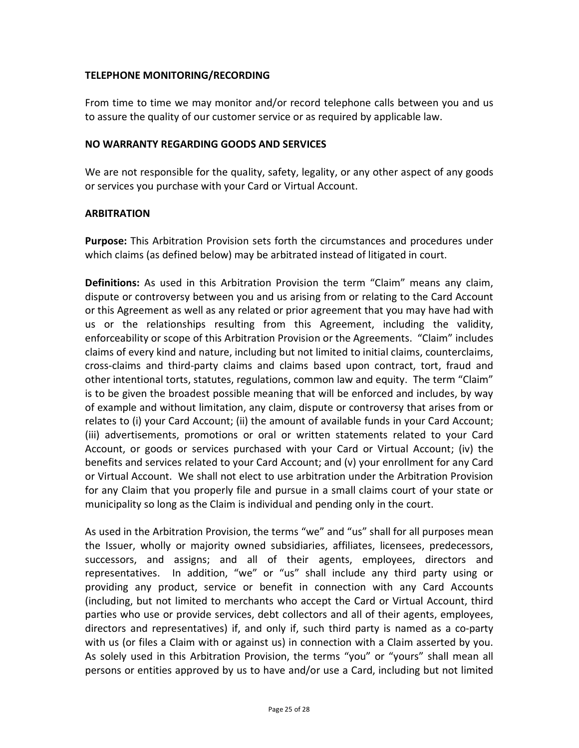**TELEPHONE MONITORING/RECORDING**

From time to time we may monitor and/or record telephone calls between you and us to assure the quality of our customer service or as required by applicable law.

**NO WARRANTY REGARDING GOODS AND SERVICES**

We are not responsible for the quality, safety, legality, or any other aspect of any goods or services you purchase with your Card or Virtual Account.

**ARBITRATION**

**Purpose:** This Arbitration Provision sets forth the circumstances and procedures under which claims (as defined below) may be arbitrated instead of litigated in court.

**Definitions:** As used in this Arbitration Provision the term "Claim" means any claim, dispute or controversy between you and us arising from or relating to the Card Account or this Agreement as well as any related or prior agreement that you may have had with us or the relationships resulting from this Agreement, including the validity, enforceability or scope of this Arbitration Provision or the Agreements. "Claim" includes claims of every kind and nature, including but not limited to initial claims, counterclaims, cross-claims and third-party claims and claims based upon contract, tort, fraud and other intentional torts, statutes, regulations, common law and equity. The term "Claim" is to be given the broadest possible meaning that will be enforced and includes, by way of example and without limitation, any claim, dispute or controversy that arises from or relates to (i) your Card Account; (ii) the amount of available funds in your Card Account; (iii) advertisements, promotions or oral or written statements related to your Card Account, or goods or services purchased with your Card or Virtual Account; (iv) the benefits and services related to your Card Account; and (v) your enrollment for any Card or Virtual Account. We shall not elect to use arbitration under the Arbitration Provision for any Claim that you properly file and pursue in a small claims court of your state or municipality so long as the Claim is individual and pending only in the court.

As used in the Arbitration Provision, the terms "we" and "us" shall for all purposes mean the Issuer, wholly or majority owned subsidiaries, affiliates, licensees, predecessors, successors, and assigns; and all of their agents, employees, directors and representatives. In addition, "we" or "us" shall include any third party using or providing any product, service or benefit in connection with any Card Accounts (including, but not limited to merchants who accept the Card or Virtual Account, third parties who use or provide services, debt collectors and all of their agents, employees, directors and representatives) if, and only if, such third party is named as a co-party with us (or files a Claim with or against us) in connection with a Claim asserted by you. As solely used in this Arbitration Provision, the terms "you" or "yours" shall mean all persons or entities approved by us to have and/or use a Card, including but not limited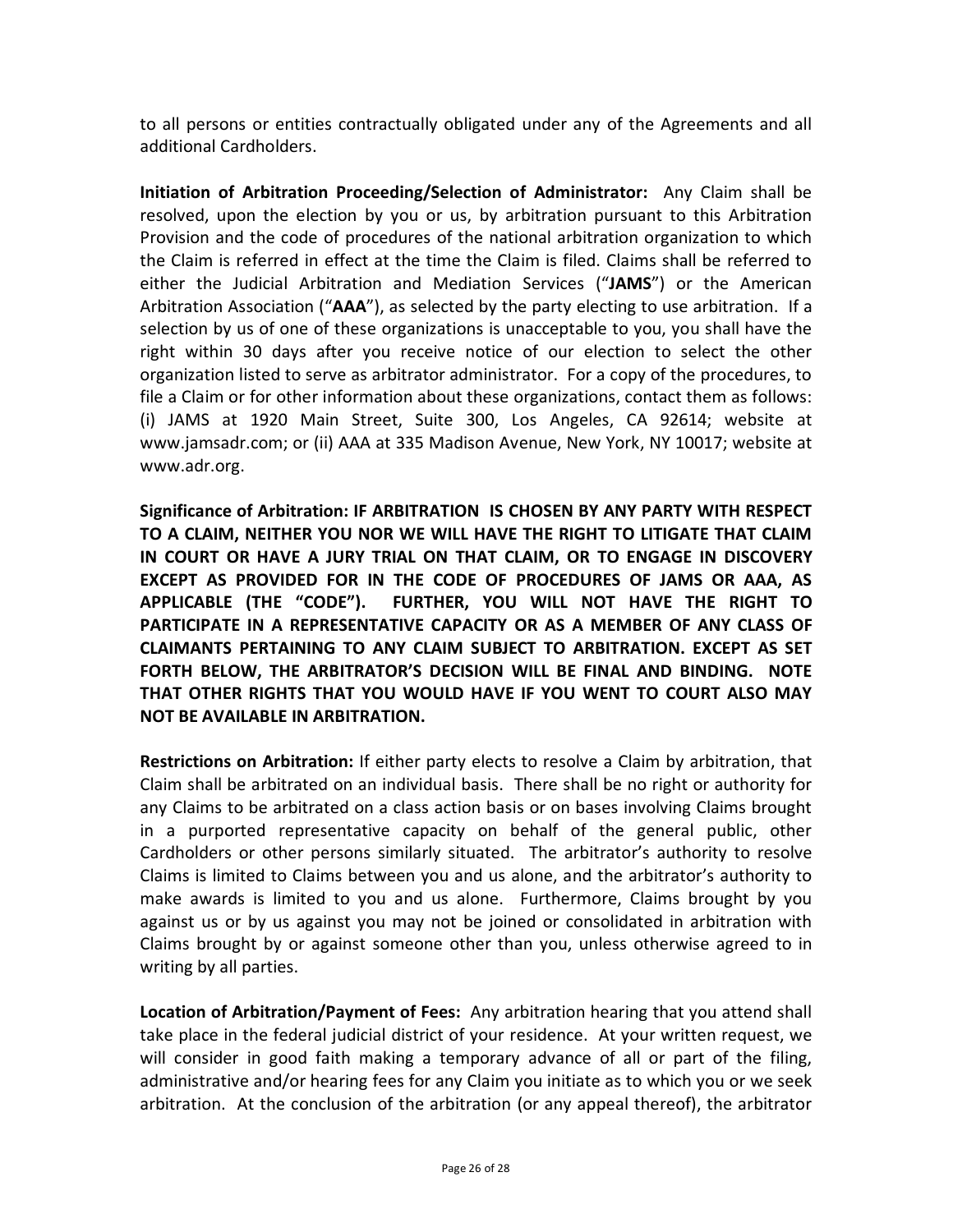to all persons or entities contractually obligated under any of the Agreements and all additional Cardholders.

**Initiation of Arbitration Proceeding/Selection of Administrator:** Any Claim shall be resolved, upon the election by you or us, by arbitration pursuant to this Arbitration Provision and the code of procedures of the national arbitration organization to which the Claim is referred in effect at the time the Claim is filed. Claims shall be referred to either the Judicial Arbitration and Mediation Services ("**JAMS**") or the American Arbitration Association ("**AAA**"), as selected by the party electing to use arbitration. If a selection by us of one of these organizations is unacceptable to you, you shall have the right within 30 days after you receive notice of our election to select the other organization listed to serve as arbitrator administrator. For a copy of the procedures, to file a Claim or for other information about these organizations, contact them as follows: (i) JAMS at 1920 Main Street, Suite 300, Los Angeles, CA 92614; website at www.jamsadr.com; or (ii) AAA at 335 Madison Avenue, New York, NY 10017; website at www.adr.org.

**Significance of Arbitration: IF ARBITRATION IS CHOSEN BY ANY PARTY WITH RESPECT TO A CLAIM, NEITHER YOU NOR WE WILL HAVE THE RIGHT TO LITIGATE THAT CLAIM IN COURT OR HAVE A JURY TRIAL ON THAT CLAIM, OR TO ENGAGE IN DISCOVERY EXCEPT AS PROVIDED FOR IN THE CODE OF PROCEDURES OF JAMS OR AAA, AS APPLICABLE (THE "CODE"). FURTHER, YOU WILL NOT HAVE THE RIGHT TO PARTICIPATE IN A REPRESENTATIVE CAPACITY OR AS A MEMBER OF ANY CLASS OF CLAIMANTS PERTAINING TO ANY CLAIM SUBJECT TO ARBITRATION. EXCEPT AS SET FORTH BELOW, THE ARBITRATOR'S DECISION WILL BE FINAL AND BINDING. NOTE THAT OTHER RIGHTS THAT YOU WOULD HAVE IF YOU WENT TO COURT ALSO MAY NOT BE AVAILABLE IN ARBITRATION.**

**Restrictions on Arbitration:** If either party elects to resolve a Claim by arbitration, that Claim shall be arbitrated on an individual basis. There shall be no right or authority for any Claims to be arbitrated on a class action basis or on bases involving Claims brought in a purported representative capacity on behalf of the general public, other Cardholders or other persons similarly situated. The arbitrator's authority to resolve Claims is limited to Claims between you and us alone, and the arbitrator's authority to make awards is limited to you and us alone. Furthermore, Claims brought by you against us or by us against you may not be joined or consolidated in arbitration with Claims brought by or against someone other than you, unless otherwise agreed to in writing by all parties.

**Location of Arbitration/Payment of Fees:** Any arbitration hearing that you attend shall take place in the federal judicial district of your residence. At your written request, we will consider in good faith making a temporary advance of all or part of the filing, administrative and/or hearing fees for any Claim you initiate as to which you or we seek arbitration. At the conclusion of the arbitration (or any appeal thereof), the arbitrator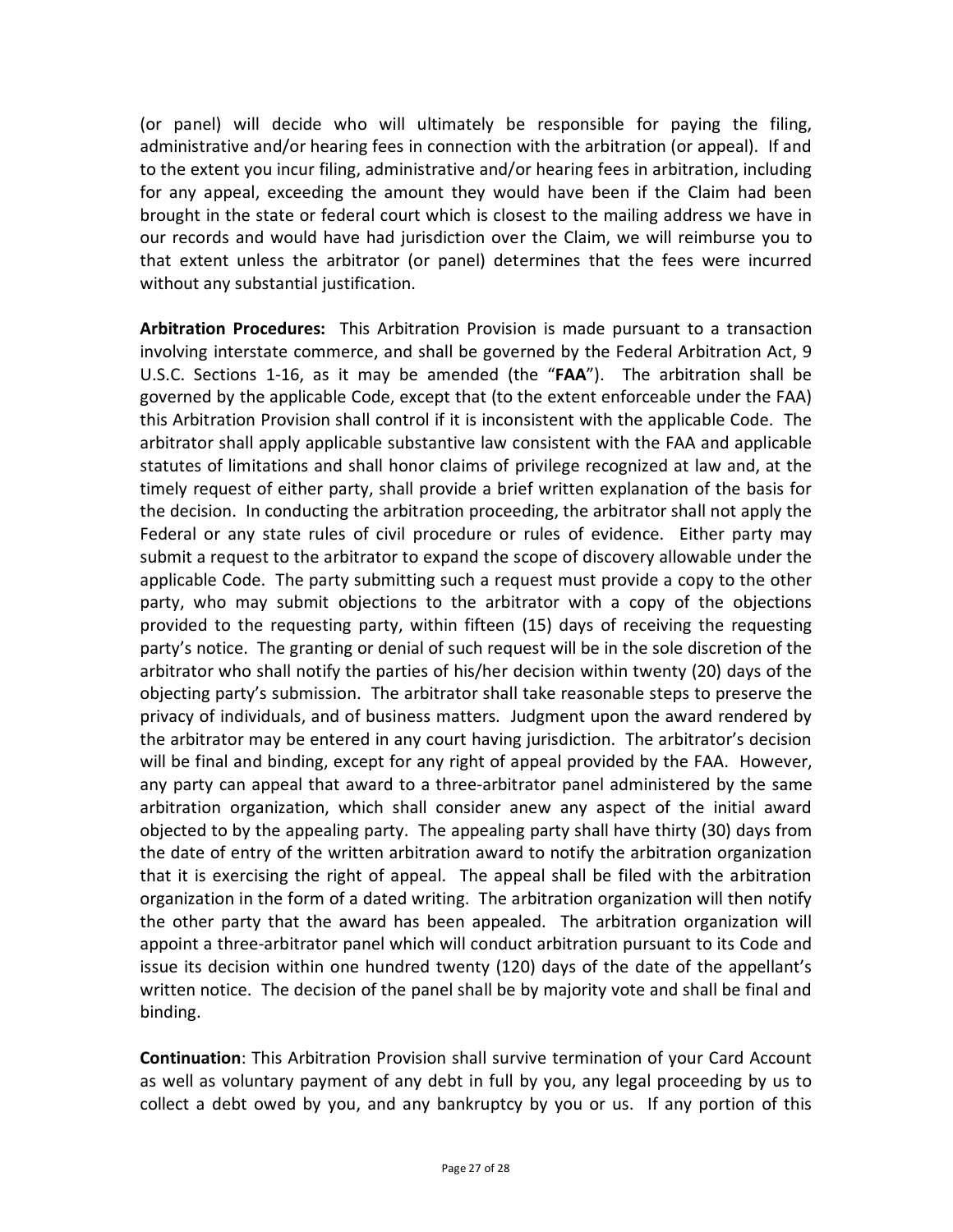(or panel) will decide who will ultimately be responsible for paying the filing, administrative and/or hearing fees in connection with the arbitration (or appeal). If and to the extent you incur filing, administrative and/or hearing fees in arbitration, including for any appeal, exceeding the amount they would have been if the Claim had been brought in the state or federal court which is closest to the mailing address we have in our records and would have had jurisdiction over the Claim, we will reimburse you to that extent unless the arbitrator (or panel) determines that the fees were incurred without any substantial justification.

**Arbitration Procedures:** This Arbitration Provision is made pursuant to a transaction involving interstate commerce, and shall be governed by the Federal Arbitration Act, 9 U.S.C. Sections 1-16, as it may be amended (the "**FAA**"). The arbitration shall be governed by the applicable Code, except that (to the extent enforceable under the FAA) this Arbitration Provision shall control if it is inconsistent with the applicable Code. The arbitrator shall apply applicable substantive law consistent with the FAA and applicable statutes of limitations and shall honor claims of privilege recognized at law and, at the timely request of either party, shall provide a brief written explanation of the basis for the decision. In conducting the arbitration proceeding, the arbitrator shall not apply the Federal or any state rules of civil procedure or rules of evidence. Either party may submit a request to the arbitrator to expand the scope of discovery allowable under the applicable Code. The party submitting such a request must provide a copy to the other party, who may submit objections to the arbitrator with a copy of the objections provided to the requesting party, within fifteen (15) days of receiving the requesting party's notice. The granting or denial of such request will be in the sole discretion of the arbitrator who shall notify the parties of his/her decision within twenty (20) days of the objecting party's submission. The arbitrator shall take reasonable steps to preserve the privacy of individuals, and of business matters. Judgment upon the award rendered by the arbitrator may be entered in any court having jurisdiction. The arbitrator's decision will be final and binding, except for any right of appeal provided by the FAA. However, any party can appeal that award to a three-arbitrator panel administered by the same arbitration organization, which shall consider anew any aspect of the initial award objected to by the appealing party. The appealing party shall have thirty (30) days from the date of entry of the written arbitration award to notify the arbitration organization that it is exercising the right of appeal. The appeal shall be filed with the arbitration organization in the form of a dated writing. The arbitration organization will then notify the other party that the award has been appealed. The arbitration organization will appoint a three-arbitrator panel which will conduct arbitration pursuant to its Code and issue its decision within one hundred twenty (120) days of the date of the appellant's written notice. The decision of the panel shall be by majority vote and shall be final and binding.

**Continuation**: This Arbitration Provision shall survive termination of your Card Account as well as voluntary payment of any debt in full by you, any legal proceeding by us to collect a debt owed by you, and any bankruptcy by you or us. If any portion of this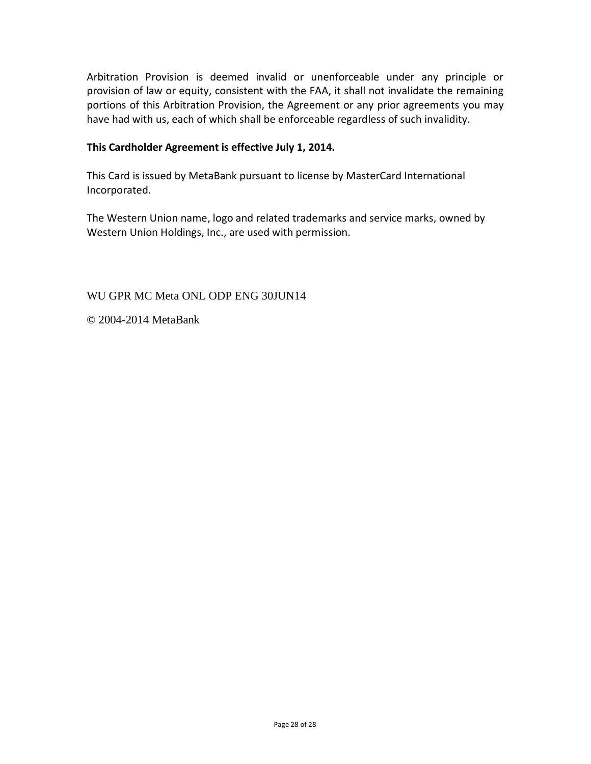Arbitration Provision is deemed invalid or unenforceable under any principle or provision of law or equity, consistent with the FAA, it shall not invalidate the remaining portions of this Arbitration Provision, the Agreement or any prior agreements you may have had with us, each of which shall be enforceable regardless of such invalidity.

**This Cardholder Agreement is effective July 1, 2014.**

This Card is issued by MetaBank pursuant to license by MasterCard International Incorporated.

The Western Union name, logo and related trademarks and service marks, owned by Western Union Holdings, Inc., are used with permission.

WU GPR MC Meta ONL ODP ENG 30JUN14

© 2004-2014 MetaBank